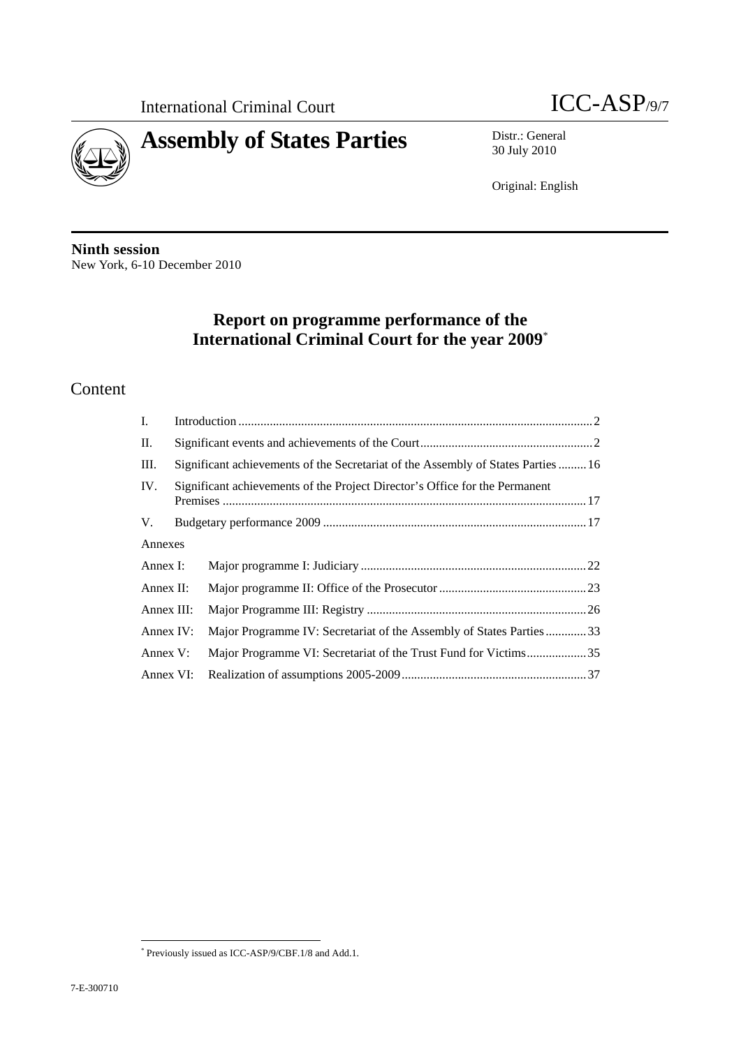International Criminal Court

ICC-ASP/9/7

# Assembly of States Parties

Distr.: General
30 July 2010

Original: English

**Ninth session**
New York, 6-10 December 2010

## Report on programme performance of the International Criminal Court for the year 2009*

# Content

| | | |
|---|---|---|
| I. | Introduction | 2 |
| II. | Significant events and achievements of the Court | 2 |
| III. | Significant achievements of the Secretariat of the Assembly of States Parties | 16 |
| IV. | Significant achievements of the Project Director's Office for the Permanent Premises | 17 |
| V. | Budgetary performance 2009 | 17 |
| Annexes | | |
| Annex I: | Major programme I: Judiciary | 22 |
| Annex II: | Major programme II: Office of the Prosecutor | 23 |
| Annex III: | Major Programme III: Registry | 26 |
| Annex IV: | Major Programme IV: Secretariat of the Assembly of States Parties | 33 |
| Annex V: | Major Programme VI: Secretariat of the Trust Fund for Victims | 35 |
| Annex VI: | Realization of assumptions 2005-2009 | 37 |

\* Previously issued as ICC-ASP/9/CBF.1/8 and Add.1.

7-E-300710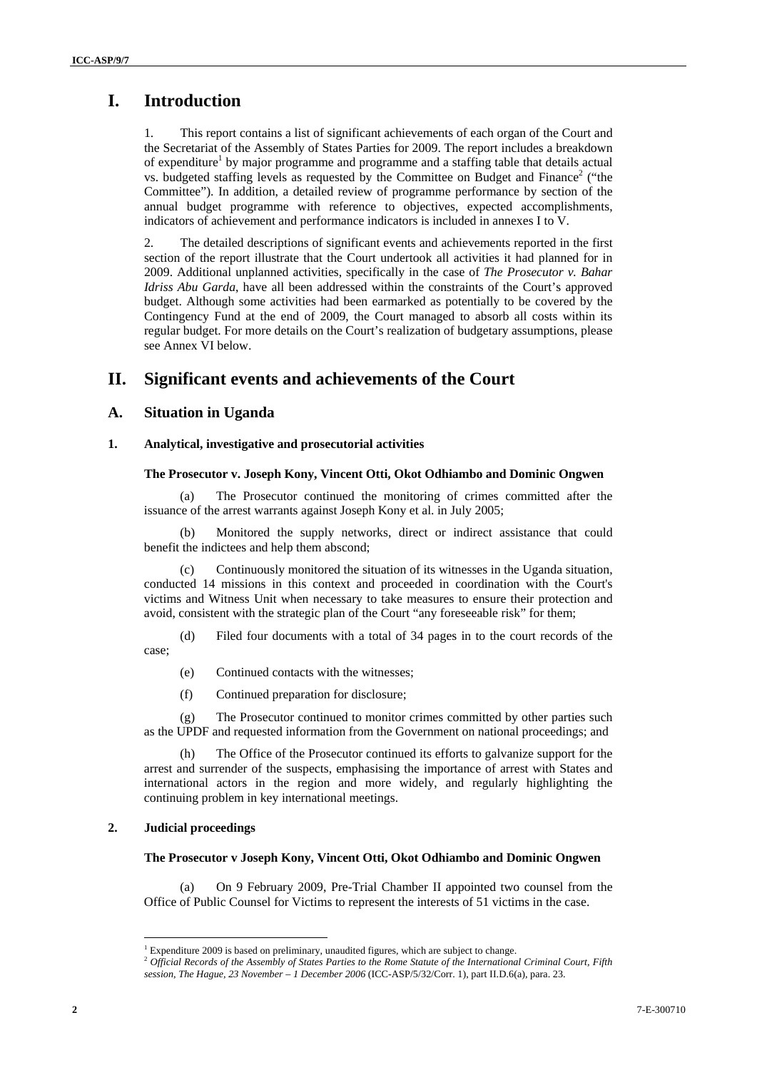# I. Introduction

1. This report contains a list of significant achievements of each organ of the Court and the Secretariat of the Assembly of States Parties for 2009. The report includes a breakdown of expenditure[1] by major programme and programme and a staffing table that details actual vs. budgeted staffing levels as requested by the Committee on Budget and Finance[2] ("the Committee"). In addition, a detailed review of programme performance by section of the annual budget programme with reference to objectives, expected accomplishments, indicators of achievement and performance indicators is included in annexes I to V.

2. The detailed descriptions of significant events and achievements reported in the first section of the report illustrate that the Court undertook all activities it had planned for in 2009. Additional unplanned activities, specifically in the case of *The Prosecutor v. Bahar Idriss Abu Garda*, have all been addressed within the constraints of the Court's approved budget. Although some activities had been earmarked as potentially to be covered by the Contingency Fund at the end of 2009, the Court managed to absorb all costs within its regular budget. For more details on the Court's realization of budgetary assumptions, please see Annex VI below.

# II. Significant events and achievements of the Court

## A. Situation in Uganda

### 1. Analytical, investigative and prosecutorial activities

**The Prosecutor v. Joseph Kony, Vincent Otti, Okot Odhiambo and Dominic Ongwen**

(a) The Prosecutor continued the monitoring of crimes committed after the issuance of the arrest warrants against Joseph Kony et al. in July 2005;

(b) Monitored the supply networks, direct or indirect assistance that could benefit the indictees and help them abscond;

(c) Continuously monitored the situation of its witnesses in the Uganda situation, conducted 14 missions in this context and proceeded in coordination with the Court's victims and Witness Unit when necessary to take measures to ensure their protection and avoid, consistent with the strategic plan of the Court "any foreseeable risk" for them;

(d) Filed four documents with a total of 34 pages in to the court records of the case;

(e) Continued contacts with the witnesses;

(f) Continued preparation for disclosure;

(g) The Prosecutor continued to monitor crimes committed by other parties such as the UPDF and requested information from the Government on national proceedings; and

(h) The Office of the Prosecutor continued its efforts to galvanize support for the arrest and surrender of the suspects, emphasising the importance of arrest with States and international actors in the region and more widely, and regularly highlighting the continuing problem in key international meetings.

### 2. Judicial proceedings

**The Prosecutor v Joseph Kony, Vincent Otti, Okot Odhiambo and Dominic Ongwen**

(a) On 9 February 2009, Pre-Trial Chamber II appointed two counsel from the Office of Public Counsel for Victims to represent the interests of 51 victims in the case.

---

[1] Expenditure 2009 is based on preliminary, unaudited figures, which are subject to change.

[2] *Official Records of the Assembly of States Parties to the Rome Statute of the International Criminal Court, Fifth session, The Hague, 23 November – 1 December 2006* (ICC-ASP/5/32/Corr. 1), part II.D.6(a), para. 23.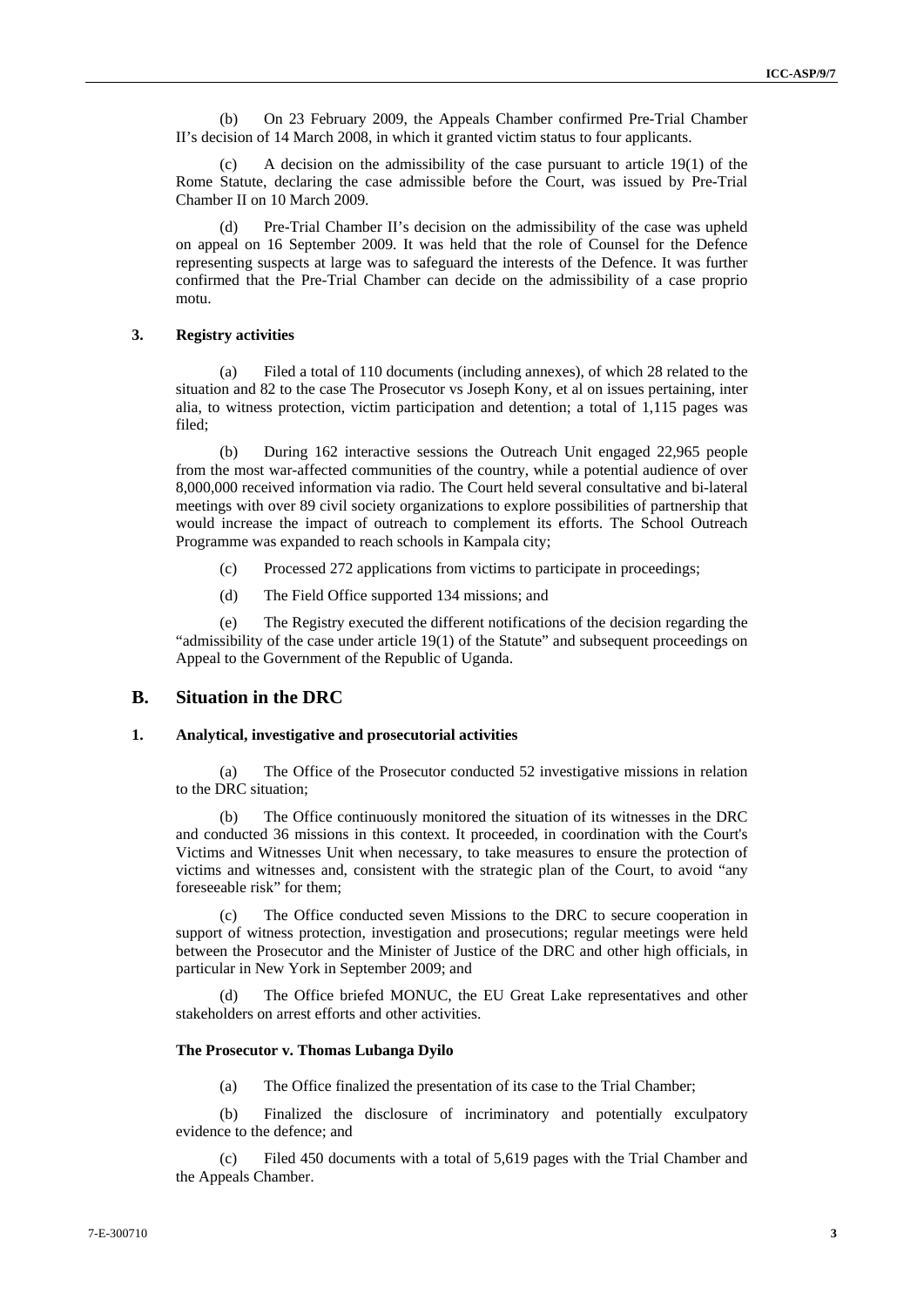(b) On 23 February 2009, the Appeals Chamber confirmed Pre-Trial Chamber II's decision of 14 March 2008, in which it granted victim status to four applicants.

(c) A decision on the admissibility of the case pursuant to article 19(1) of the Rome Statute, declaring the case admissible before the Court, was issued by Pre-Trial Chamber II on 10 March 2009.

(d) Pre-Trial Chamber II's decision on the admissibility of the case was upheld on appeal on 16 September 2009. It was held that the role of Counsel for the Defence representing suspects at large was to safeguard the interests of the Defence. It was further confirmed that the Pre-Trial Chamber can decide on the admissibility of a case proprio motu.

#### 3. Registry activities

(a) Filed a total of 110 documents (including annexes), of which 28 related to the situation and 82 to the case The Prosecutor vs Joseph Kony, et al on issues pertaining, inter alia, to witness protection, victim participation and detention; a total of 1,115 pages was filed;

(b) During 162 interactive sessions the Outreach Unit engaged 22,965 people from the most war-affected communities of the country, while a potential audience of over 8,000,000 received information via radio. The Court held several consultative and bi-lateral meetings with over 89 civil society organizations to explore possibilities of partnership that would increase the impact of outreach to complement its efforts. The School Outreach Programme was expanded to reach schools in Kampala city;

(c) Processed 272 applications from victims to participate in proceedings;

(d) The Field Office supported 134 missions; and

(e) The Registry executed the different notifications of the decision regarding the "admissibility of the case under article 19(1) of the Statute" and subsequent proceedings on Appeal to the Government of the Republic of Uganda.

## B. Situation in the DRC

#### 1. Analytical, investigative and prosecutorial activities

(a) The Office of the Prosecutor conducted 52 investigative missions in relation to the DRC situation;

(b) The Office continuously monitored the situation of its witnesses in the DRC and conducted 36 missions in this context. It proceeded, in coordination with the Court's Victims and Witnesses Unit when necessary, to take measures to ensure the protection of victims and witnesses and, consistent with the strategic plan of the Court, to avoid "any foreseeable risk" for them;

(c) The Office conducted seven Missions to the DRC to secure cooperation in support of witness protection, investigation and prosecutions; regular meetings were held between the Prosecutor and the Minister of Justice of the DRC and other high officials, in particular in New York in September 2009; and

(d) The Office briefed MONUC, the EU Great Lake representatives and other stakeholders on arrest efforts and other activities.

#### The Prosecutor v. Thomas Lubanga Dyilo

(a) The Office finalized the presentation of its case to the Trial Chamber;

(b) Finalized the disclosure of incriminatory and potentially exculpatory evidence to the defence; and

(c) Filed 450 documents with a total of 5,619 pages with the Trial Chamber and the Appeals Chamber.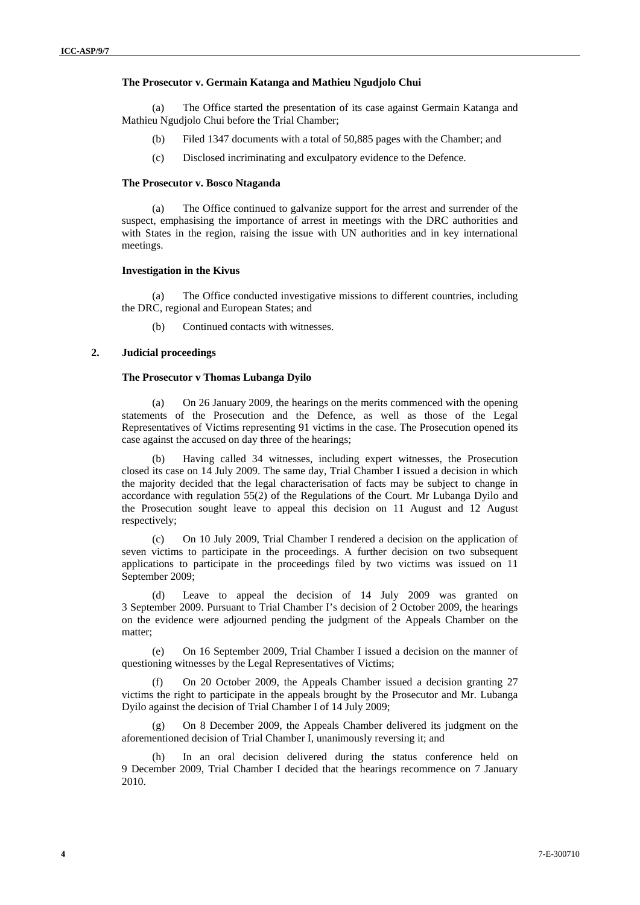**The Prosecutor v. Germain Katanga and Mathieu Ngudjolo Chui**

(a) The Office started the presentation of its case against Germain Katanga and Mathieu Ngudjolo Chui before the Trial Chamber;

(b) Filed 1347 documents with a total of 50,885 pages with the Chamber; and

(c) Disclosed incriminating and exculpatory evidence to the Defence.

**The Prosecutor v. Bosco Ntaganda**

(a) The Office continued to galvanize support for the arrest and surrender of the suspect, emphasising the importance of arrest in meetings with the DRC authorities and with States in the region, raising the issue with UN authorities and in key international meetings.

**Investigation in the Kivus**

(a) The Office conducted investigative missions to different countries, including the DRC, regional and European States; and

(b) Continued contacts with witnesses.

### 2. Judicial proceedings

**The Prosecutor v Thomas Lubanga Dyilo**

(a) On 26 January 2009, the hearings on the merits commenced with the opening statements of the Prosecution and the Defence, as well as those of the Legal Representatives of Victims representing 91 victims in the case. The Prosecution opened its case against the accused on day three of the hearings;

(b) Having called 34 witnesses, including expert witnesses, the Prosecution closed its case on 14 July 2009. The same day, Trial Chamber I issued a decision in which the majority decided that the legal characterisation of facts may be subject to change in accordance with regulation 55(2) of the Regulations of the Court. Mr Lubanga Dyilo and the Prosecution sought leave to appeal this decision on 11 August and 12 August respectively;

(c) On 10 July 2009, Trial Chamber I rendered a decision on the application of seven victims to participate in the proceedings. A further decision on two subsequent applications to participate in the proceedings filed by two victims was issued on 11 September 2009;

(d) Leave to appeal the decision of 14 July 2009 was granted on 3 September 2009. Pursuant to Trial Chamber I's decision of 2 October 2009, the hearings on the evidence were adjourned pending the judgment of the Appeals Chamber on the matter;

(e) On 16 September 2009, Trial Chamber I issued a decision on the manner of questioning witnesses by the Legal Representatives of Victims;

(f) On 20 October 2009, the Appeals Chamber issued a decision granting 27 victims the right to participate in the appeals brought by the Prosecutor and Mr. Lubanga Dyilo against the decision of Trial Chamber I of 14 July 2009;

(g) On 8 December 2009, the Appeals Chamber delivered its judgment on the aforementioned decision of Trial Chamber I, unanimously reversing it; and

(h) In an oral decision delivered during the status conference held on 9 December 2009, Trial Chamber I decided that the hearings recommence on 7 January 2010.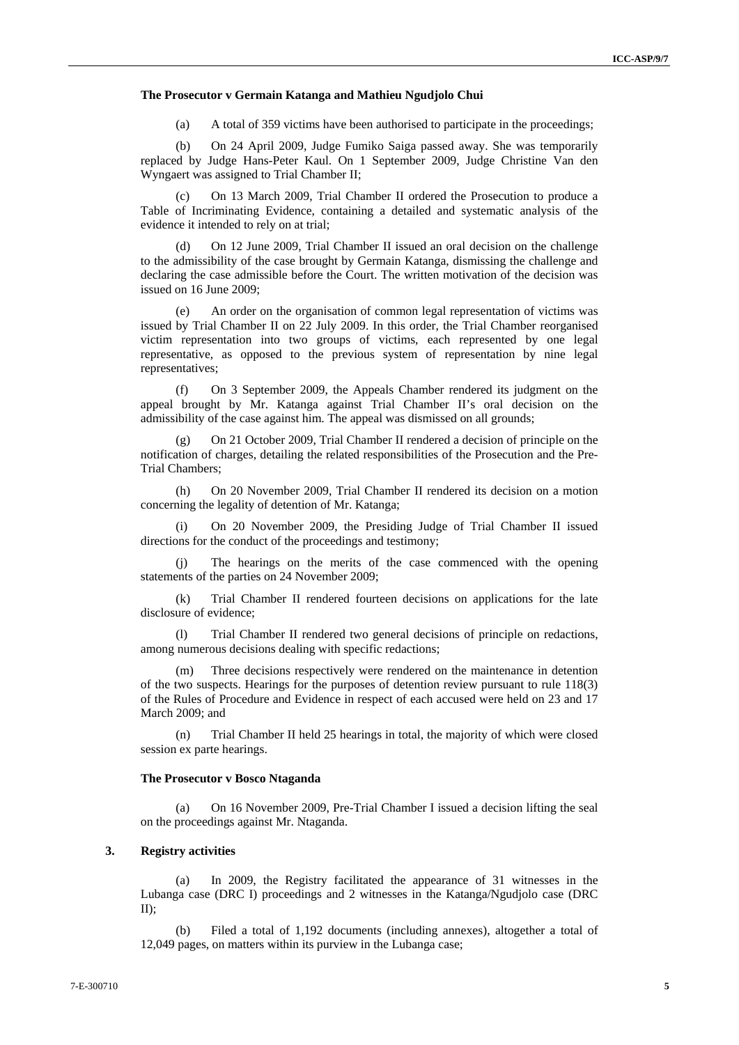**The Prosecutor v Germain Katanga and Mathieu Ngudjolo Chui**

(a) A total of 359 victims have been authorised to participate in the proceedings;

(b) On 24 April 2009, Judge Fumiko Saiga passed away. She was temporarily replaced by Judge Hans-Peter Kaul. On 1 September 2009, Judge Christine Van den Wyngaert was assigned to Trial Chamber II;

(c) On 13 March 2009, Trial Chamber II ordered the Prosecution to produce a Table of Incriminating Evidence, containing a detailed and systematic analysis of the evidence it intended to rely on at trial;

(d) On 12 June 2009, Trial Chamber II issued an oral decision on the challenge to the admissibility of the case brought by Germain Katanga, dismissing the challenge and declaring the case admissible before the Court. The written motivation of the decision was issued on 16 June 2009;

(e) An order on the organisation of common legal representation of victims was issued by Trial Chamber II on 22 July 2009. In this order, the Trial Chamber reorganised victim representation into two groups of victims, each represented by one legal representative, as opposed to the previous system of representation by nine legal representatives;

(f) On 3 September 2009, the Appeals Chamber rendered its judgment on the appeal brought by Mr. Katanga against Trial Chamber II's oral decision on the admissibility of the case against him. The appeal was dismissed on all grounds;

(g) On 21 October 2009, Trial Chamber II rendered a decision of principle on the notification of charges, detailing the related responsibilities of the Prosecution and the Pre-Trial Chambers;

(h) On 20 November 2009, Trial Chamber II rendered its decision on a motion concerning the legality of detention of Mr. Katanga;

(i) On 20 November 2009, the Presiding Judge of Trial Chamber II issued directions for the conduct of the proceedings and testimony;

(j) The hearings on the merits of the case commenced with the opening statements of the parties on 24 November 2009;

(k) Trial Chamber II rendered fourteen decisions on applications for the late disclosure of evidence;

(l) Trial Chamber II rendered two general decisions of principle on redactions, among numerous decisions dealing with specific redactions;

(m) Three decisions respectively were rendered on the maintenance in detention of the two suspects. Hearings for the purposes of detention review pursuant to rule 118(3) of the Rules of Procedure and Evidence in respect of each accused were held on 23 and 17 March 2009; and

(n) Trial Chamber II held 25 hearings in total, the majority of which were closed session ex parte hearings.

**The Prosecutor v Bosco Ntaganda**

(a) On 16 November 2009, Pre-Trial Chamber I issued a decision lifting the seal on the proceedings against Mr. Ntaganda.

### 3. Registry activities

(a) In 2009, the Registry facilitated the appearance of 31 witnesses in the Lubanga case (DRC I) proceedings and 2 witnesses in the Katanga/Ngudjolo case (DRC II);

(b) Filed a total of 1,192 documents (including annexes), altogether a total of 12,049 pages, on matters within its purview in the Lubanga case;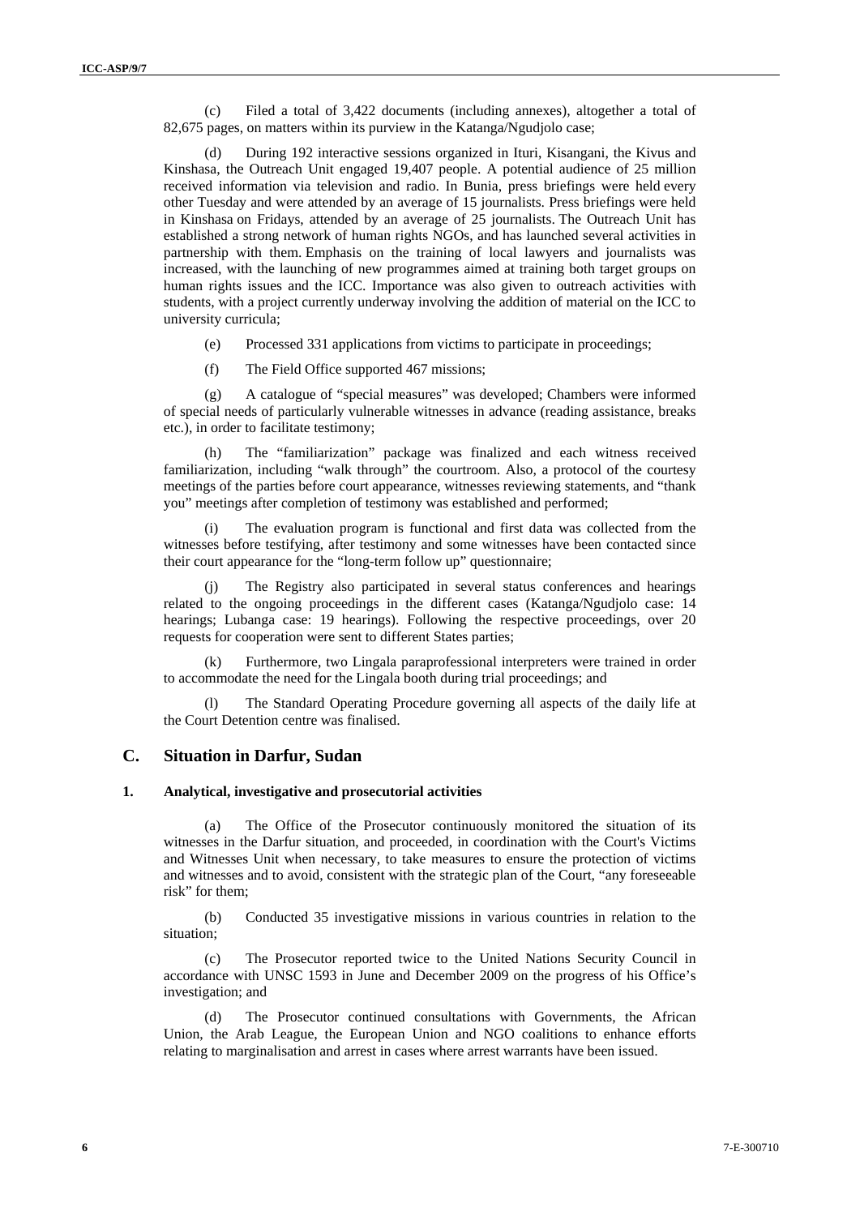(c) Filed a total of 3,422 documents (including annexes), altogether a total of 82,675 pages, on matters within its purview in the Katanga/Ngudjolo case;

(d) During 192 interactive sessions organized in Ituri, Kisangani, the Kivus and Kinshasa, the Outreach Unit engaged 19,407 people. A potential audience of 25 million received information via television and radio. In Bunia, press briefings were held every other Tuesday and were attended by an average of 15 journalists. Press briefings were held in Kinshasa on Fridays, attended by an average of 25 journalists. The Outreach Unit has established a strong network of human rights NGOs, and has launched several activities in partnership with them. Emphasis on the training of local lawyers and journalists was increased, with the launching of new programmes aimed at training both target groups on human rights issues and the ICC. Importance was also given to outreach activities with students, with a project currently underway involving the addition of material on the ICC to university curricula;

(e) Processed 331 applications from victims to participate in proceedings;

(f) The Field Office supported 467 missions;

(g) A catalogue of "special measures" was developed; Chambers were informed of special needs of particularly vulnerable witnesses in advance (reading assistance, breaks etc.), in order to facilitate testimony;

(h) The "familiarization" package was finalized and each witness received familiarization, including "walk through" the courtroom. Also, a protocol of the courtesy meetings of the parties before court appearance, witnesses reviewing statements, and "thank you" meetings after completion of testimony was established and performed;

(i) The evaluation program is functional and first data was collected from the witnesses before testifying, after testimony and some witnesses have been contacted since their court appearance for the "long-term follow up" questionnaire;

(j) The Registry also participated in several status conferences and hearings related to the ongoing proceedings in the different cases (Katanga/Ngudjolo case: 14 hearings; Lubanga case: 19 hearings). Following the respective proceedings, over 20 requests for cooperation were sent to different States parties;

(k) Furthermore, two Lingala paraprofessional interpreters were trained in order to accommodate the need for the Lingala booth during trial proceedings; and

(l) The Standard Operating Procedure governing all aspects of the daily life at the Court Detention centre was finalised.

## C. Situation in Darfur, Sudan

### 1. Analytical, investigative and prosecutorial activities

(a) The Office of the Prosecutor continuously monitored the situation of its witnesses in the Darfur situation, and proceeded, in coordination with the Court's Victims and Witnesses Unit when necessary, to take measures to ensure the protection of victims and witnesses and to avoid, consistent with the strategic plan of the Court, "any foreseeable risk" for them;

(b) Conducted 35 investigative missions in various countries in relation to the situation;

(c) The Prosecutor reported twice to the United Nations Security Council in accordance with UNSC 1593 in June and December 2009 on the progress of his Office's investigation; and

(d) The Prosecutor continued consultations with Governments, the African Union, the Arab League, the European Union and NGO coalitions to enhance efforts relating to marginalisation and arrest in cases where arrest warrants have been issued.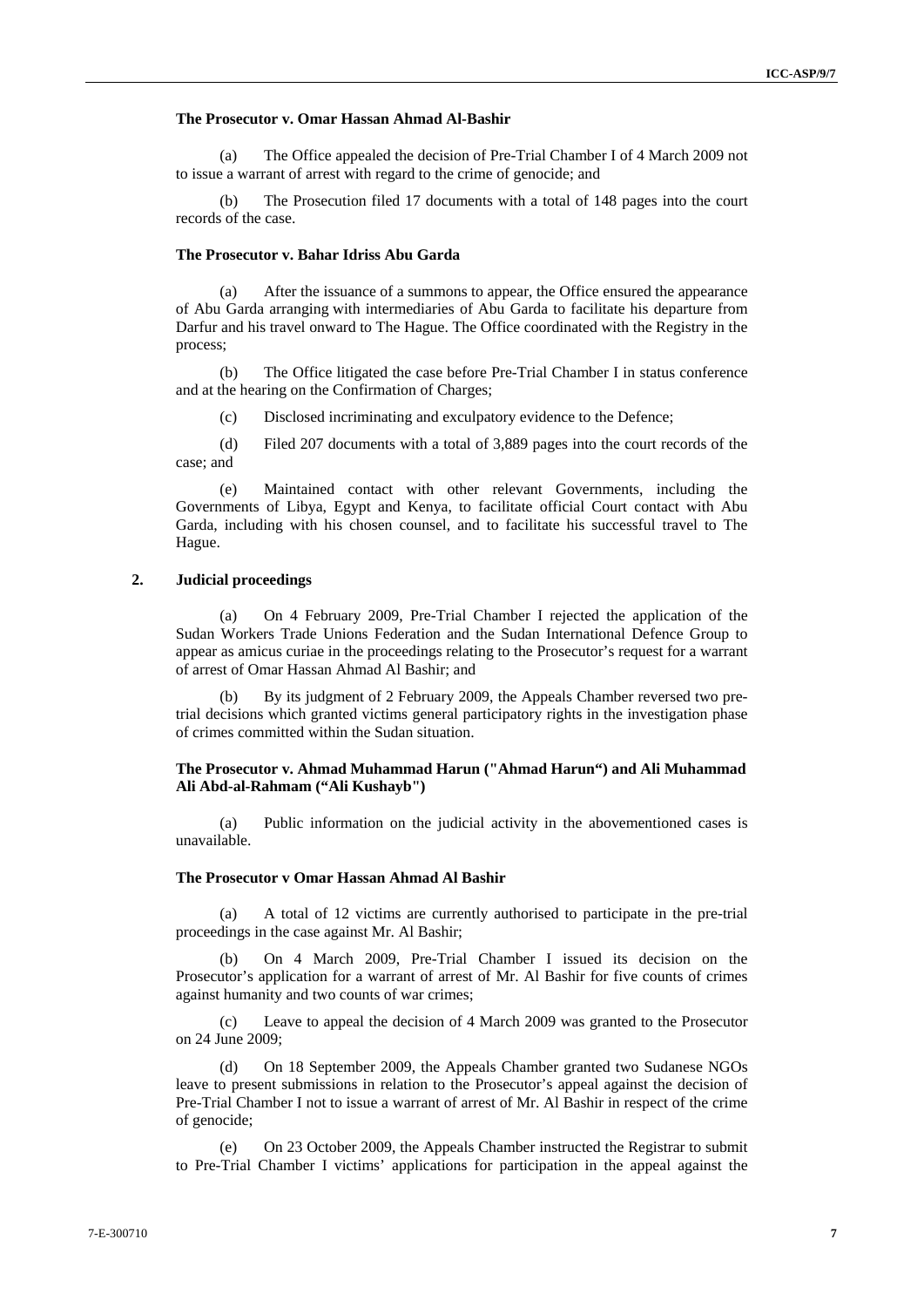#### The Prosecutor v. Omar Hassan Ahmad Al-Bashir

(a) The Office appealed the decision of Pre-Trial Chamber I of 4 March 2009 not to issue a warrant of arrest with regard to the crime of genocide; and

(b) The Prosecution filed 17 documents with a total of 148 pages into the court records of the case.

#### The Prosecutor v. Bahar Idriss Abu Garda

(a) After the issuance of a summons to appear, the Office ensured the appearance of Abu Garda arranging with intermediaries of Abu Garda to facilitate his departure from Darfur and his travel onward to The Hague. The Office coordinated with the Registry in the process;

(b) The Office litigated the case before Pre-Trial Chamber I in status conference and at the hearing on the Confirmation of Charges;

(c) Disclosed incriminating and exculpatory evidence to the Defence;

(d) Filed 207 documents with a total of 3,889 pages into the court records of the case; and

(e) Maintained contact with other relevant Governments, including the Governments of Libya, Egypt and Kenya, to facilitate official Court contact with Abu Garda, including with his chosen counsel, and to facilitate his successful travel to The Hague.

### 2. Judicial proceedings

(a) On 4 February 2009, Pre-Trial Chamber I rejected the application of the Sudan Workers Trade Unions Federation and the Sudan International Defence Group to appear as amicus curiae in the proceedings relating to the Prosecutor's request for a warrant of arrest of Omar Hassan Ahmad Al Bashir; and

(b) By its judgment of 2 February 2009, the Appeals Chamber reversed two pre-trial decisions which granted victims general participatory rights in the investigation phase of crimes committed within the Sudan situation.

#### The Prosecutor v. Ahmad Muhammad Harun ("Ahmad Harun") and Ali Muhammad Ali Abd-al-Rahmam ("Ali Kushayb")

(a) Public information on the judicial activity in the abovementioned cases is unavailable.

#### The Prosecutor v Omar Hassan Ahmad Al Bashir

(a) A total of 12 victims are currently authorised to participate in the pre-trial proceedings in the case against Mr. Al Bashir;

(b) On 4 March 2009, Pre-Trial Chamber I issued its decision on the Prosecutor's application for a warrant of arrest of Mr. Al Bashir for five counts of crimes against humanity and two counts of war crimes;

(c) Leave to appeal the decision of 4 March 2009 was granted to the Prosecutor on 24 June 2009;

(d) On 18 September 2009, the Appeals Chamber granted two Sudanese NGOs leave to present submissions in relation to the Prosecutor's appeal against the decision of Pre-Trial Chamber I not to issue a warrant of arrest of Mr. Al Bashir in respect of the crime of genocide;

(e) On 23 October 2009, the Appeals Chamber instructed the Registrar to submit to Pre-Trial Chamber I victims' applications for participation in the appeal against the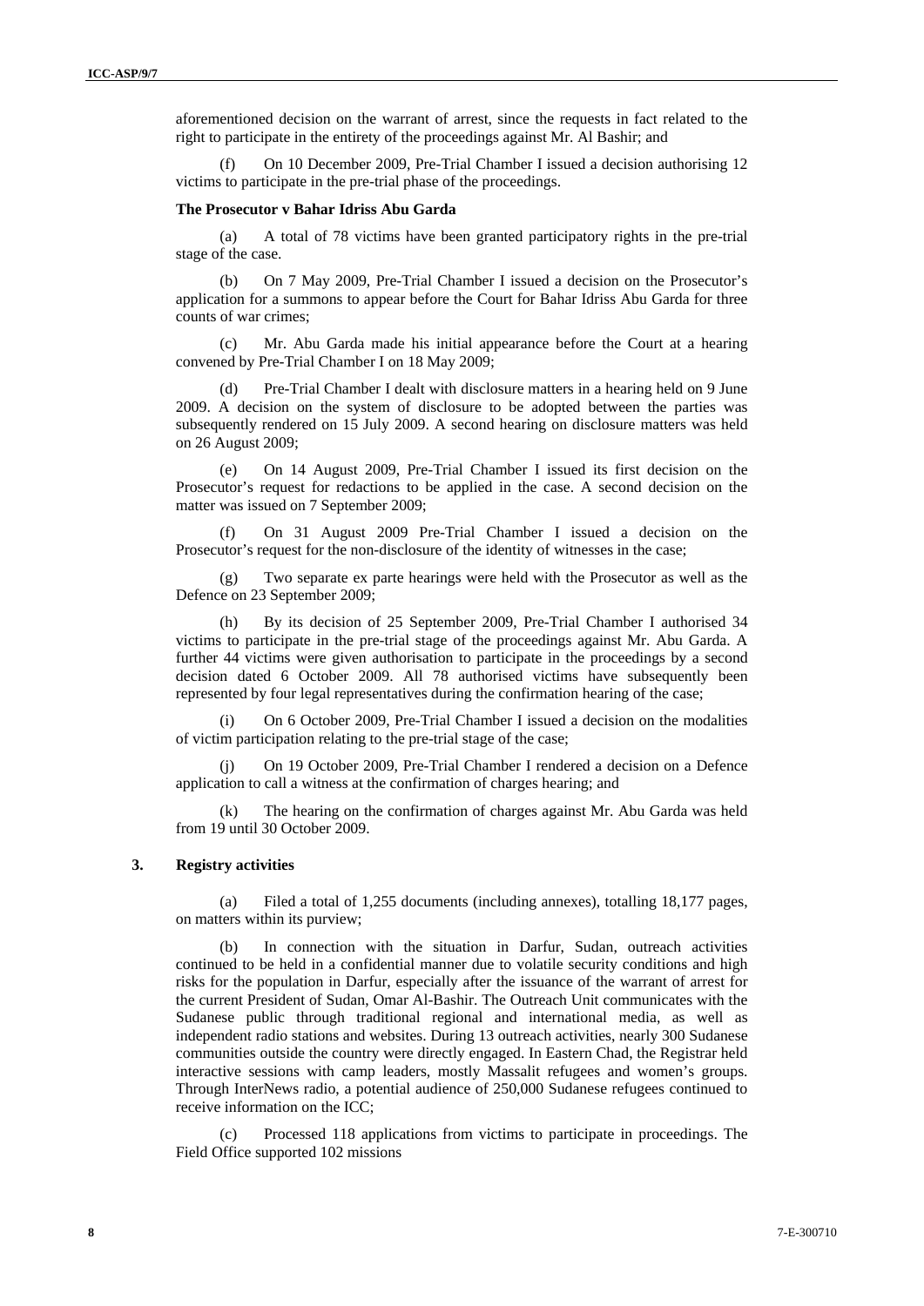aforementioned decision on the warrant of arrest, since the requests in fact related to the right to participate in the entirety of the proceedings against Mr. Al Bashir; and

(f) On 10 December 2009, Pre-Trial Chamber I issued a decision authorising 12 victims to participate in the pre-trial phase of the proceedings.

**The Prosecutor v Bahar Idriss Abu Garda**

(a) A total of 78 victims have been granted participatory rights in the pre-trial stage of the case.

(b) On 7 May 2009, Pre-Trial Chamber I issued a decision on the Prosecutor's application for a summons to appear before the Court for Bahar Idriss Abu Garda for three counts of war crimes;

(c) Mr. Abu Garda made his initial appearance before the Court at a hearing convened by Pre-Trial Chamber I on 18 May 2009;

(d) Pre-Trial Chamber I dealt with disclosure matters in a hearing held on 9 June 2009. A decision on the system of disclosure to be adopted between the parties was subsequently rendered on 15 July 2009. A second hearing on disclosure matters was held on 26 August 2009;

(e) On 14 August 2009, Pre-Trial Chamber I issued its first decision on the Prosecutor's request for redactions to be applied in the case. A second decision on the matter was issued on 7 September 2009;

(f) On 31 August 2009 Pre-Trial Chamber I issued a decision on the Prosecutor's request for the non-disclosure of the identity of witnesses in the case;

(g) Two separate ex parte hearings were held with the Prosecutor as well as the Defence on 23 September 2009;

(h) By its decision of 25 September 2009, Pre-Trial Chamber I authorised 34 victims to participate in the pre-trial stage of the proceedings against Mr. Abu Garda. A further 44 victims were given authorisation to participate in the proceedings by a second decision dated 6 October 2009. All 78 authorised victims have subsequently been represented by four legal representatives during the confirmation hearing of the case;

(i) On 6 October 2009, Pre-Trial Chamber I issued a decision on the modalities of victim participation relating to the pre-trial stage of the case;

(j) On 19 October 2009, Pre-Trial Chamber I rendered a decision on a Defence application to call a witness at the confirmation of charges hearing; and

(k) The hearing on the confirmation of charges against Mr. Abu Garda was held from 19 until 30 October 2009.

### 3. Registry activities

(a) Filed a total of 1,255 documents (including annexes), totalling 18,177 pages, on matters within its purview;

(b) In connection with the situation in Darfur, Sudan, outreach activities continued to be held in a confidential manner due to volatile security conditions and high risks for the population in Darfur, especially after the issuance of the warrant of arrest for the current President of Sudan, Omar Al-Bashir. The Outreach Unit communicates with the Sudanese public through traditional regional and international media, as well as independent radio stations and websites. During 13 outreach activities, nearly 300 Sudanese communities outside the country were directly engaged. In Eastern Chad, the Registrar held interactive sessions with camp leaders, mostly Massalit refugees and women's groups. Through InterNews radio, a potential audience of 250,000 Sudanese refugees continued to receive information on the ICC;

(c) Processed 118 applications from victims to participate in proceedings. The Field Office supported 102 missions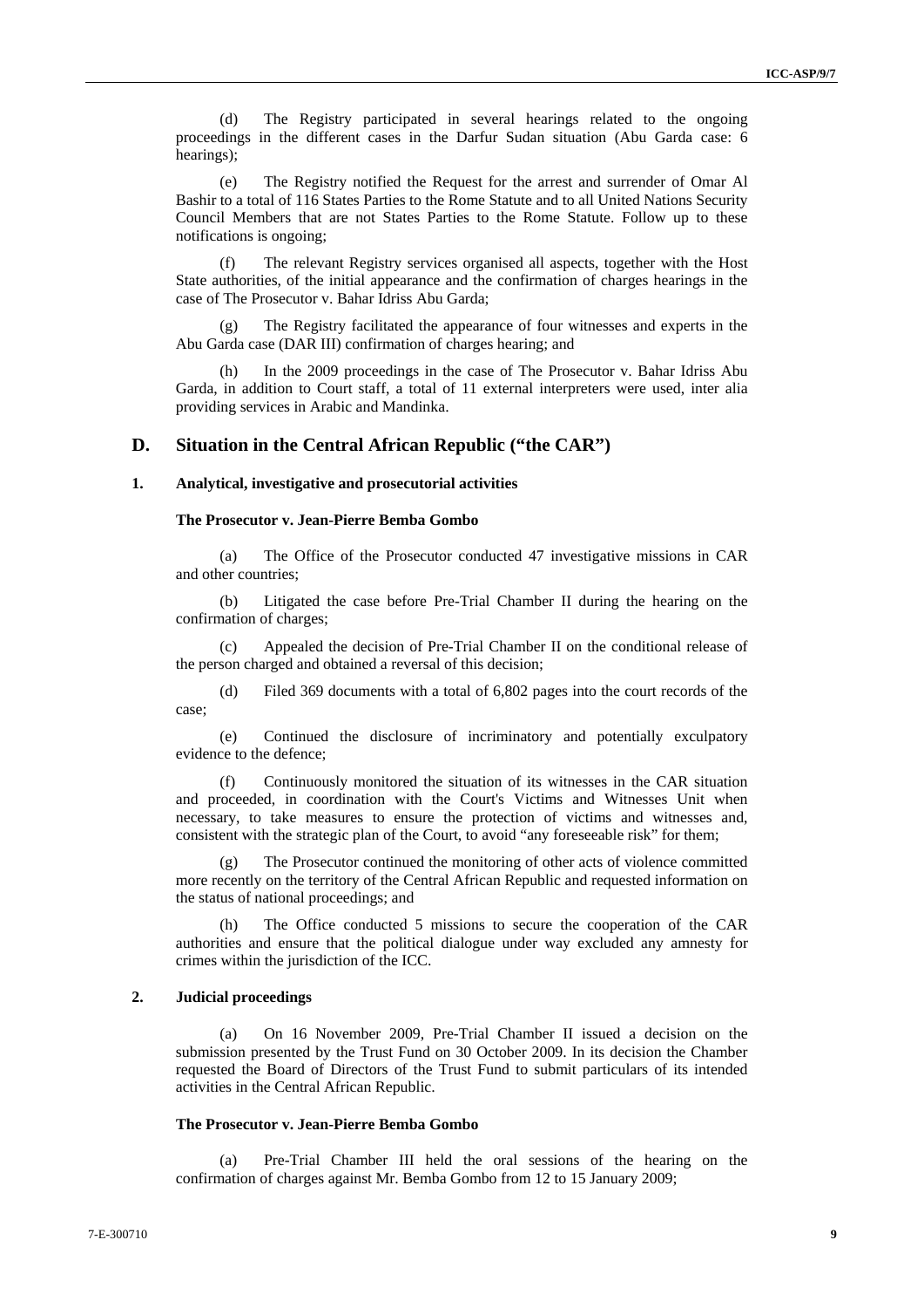(d) The Registry participated in several hearings related to the ongoing proceedings in the different cases in the Darfur Sudan situation (Abu Garda case: 6 hearings);

(e) The Registry notified the Request for the arrest and surrender of Omar Al Bashir to a total of 116 States Parties to the Rome Statute and to all United Nations Security Council Members that are not States Parties to the Rome Statute. Follow up to these notifications is ongoing;

(f) The relevant Registry services organised all aspects, together with the Host State authorities, of the initial appearance and the confirmation of charges hearings in the case of The Prosecutor v. Bahar Idriss Abu Garda;

(g) The Registry facilitated the appearance of four witnesses and experts in the Abu Garda case (DAR III) confirmation of charges hearing; and

(h) In the 2009 proceedings in the case of The Prosecutor v. Bahar Idriss Abu Garda, in addition to Court staff, a total of 11 external interpreters were used, inter alia providing services in Arabic and Mandinka.

## D. Situation in the Central African Republic ("the CAR")

### 1. Analytical, investigative and prosecutorial activities

**The Prosecutor v. Jean-Pierre Bemba Gombo**

(a) The Office of the Prosecutor conducted 47 investigative missions in CAR and other countries;

(b) Litigated the case before Pre-Trial Chamber II during the hearing on the confirmation of charges;

(c) Appealed the decision of Pre-Trial Chamber II on the conditional release of the person charged and obtained a reversal of this decision;

(d) Filed 369 documents with a total of 6,802 pages into the court records of the case;

(e) Continued the disclosure of incriminatory and potentially exculpatory evidence to the defence;

(f) Continuously monitored the situation of its witnesses in the CAR situation and proceeded, in coordination with the Court's Victims and Witnesses Unit when necessary, to take measures to ensure the protection of victims and witnesses and, consistent with the strategic plan of the Court, to avoid "any foreseeable risk" for them;

(g) The Prosecutor continued the monitoring of other acts of violence committed more recently on the territory of the Central African Republic and requested information on the status of national proceedings; and

(h) The Office conducted 5 missions to secure the cooperation of the CAR authorities and ensure that the political dialogue under way excluded any amnesty for crimes within the jurisdiction of the ICC.

### 2. Judicial proceedings

(a) On 16 November 2009, Pre-Trial Chamber II issued a decision on the submission presented by the Trust Fund on 30 October 2009. In its decision the Chamber requested the Board of Directors of the Trust Fund to submit particulars of its intended activities in the Central African Republic.

**The Prosecutor v. Jean-Pierre Bemba Gombo**

(a) Pre-Trial Chamber III held the oral sessions of the hearing on the confirmation of charges against Mr. Bemba Gombo from 12 to 15 January 2009;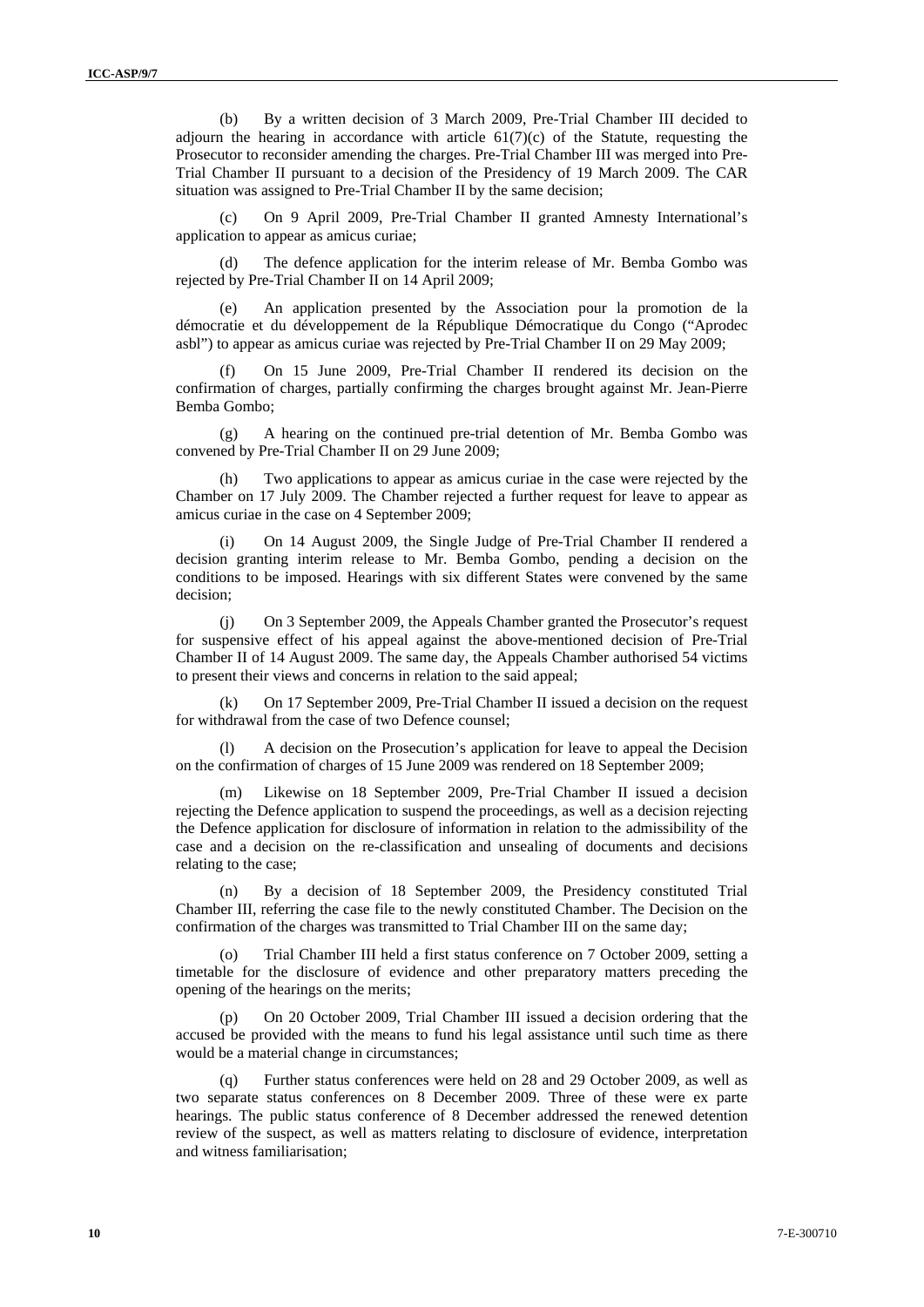(b) By a written decision of 3 March 2009, Pre-Trial Chamber III decided to adjourn the hearing in accordance with article 61(7)(c) of the Statute, requesting the Prosecutor to reconsider amending the charges. Pre-Trial Chamber III was merged into Pre-Trial Chamber II pursuant to a decision of the Presidency of 19 March 2009. The CAR situation was assigned to Pre-Trial Chamber II by the same decision;

(c) On 9 April 2009, Pre-Trial Chamber II granted Amnesty International's application to appear as amicus curiae;

(d) The defence application for the interim release of Mr. Bemba Gombo was rejected by Pre-Trial Chamber II on 14 April 2009;

(e) An application presented by the Association pour la promotion de la démocratie et du développement de la République Démocratique du Congo ("Aprodec asbl") to appear as amicus curiae was rejected by Pre-Trial Chamber II on 29 May 2009;

(f) On 15 June 2009, Pre-Trial Chamber II rendered its decision on the confirmation of charges, partially confirming the charges brought against Mr. Jean-Pierre Bemba Gombo;

(g) A hearing on the continued pre-trial detention of Mr. Bemba Gombo was convened by Pre-Trial Chamber II on 29 June 2009;

(h) Two applications to appear as amicus curiae in the case were rejected by the Chamber on 17 July 2009. The Chamber rejected a further request for leave to appear as amicus curiae in the case on 4 September 2009;

(i) On 14 August 2009, the Single Judge of Pre-Trial Chamber II rendered a decision granting interim release to Mr. Bemba Gombo, pending a decision on the conditions to be imposed. Hearings with six different States were convened by the same decision;

(j) On 3 September 2009, the Appeals Chamber granted the Prosecutor's request for suspensive effect of his appeal against the above-mentioned decision of Pre-Trial Chamber II of 14 August 2009. The same day, the Appeals Chamber authorised 54 victims to present their views and concerns in relation to the said appeal;

(k) On 17 September 2009, Pre-Trial Chamber II issued a decision on the request for withdrawal from the case of two Defence counsel;

(l) A decision on the Prosecution's application for leave to appeal the Decision on the confirmation of charges of 15 June 2009 was rendered on 18 September 2009;

(m) Likewise on 18 September 2009, Pre-Trial Chamber II issued a decision rejecting the Defence application to suspend the proceedings, as well as a decision rejecting the Defence application for disclosure of information in relation to the admissibility of the case and a decision on the re-classification and unsealing of documents and decisions relating to the case;

(n) By a decision of 18 September 2009, the Presidency constituted Trial Chamber III, referring the case file to the newly constituted Chamber. The Decision on the confirmation of the charges was transmitted to Trial Chamber III on the same day;

(o) Trial Chamber III held a first status conference on 7 October 2009, setting a timetable for the disclosure of evidence and other preparatory matters preceding the opening of the hearings on the merits;

(p) On 20 October 2009, Trial Chamber III issued a decision ordering that the accused be provided with the means to fund his legal assistance until such time as there would be a material change in circumstances;

(q) Further status conferences were held on 28 and 29 October 2009, as well as two separate status conferences on 8 December 2009. Three of these were ex parte hearings. The public status conference of 8 December addressed the renewed detention review of the suspect, as well as matters relating to disclosure of evidence, interpretation and witness familiarisation;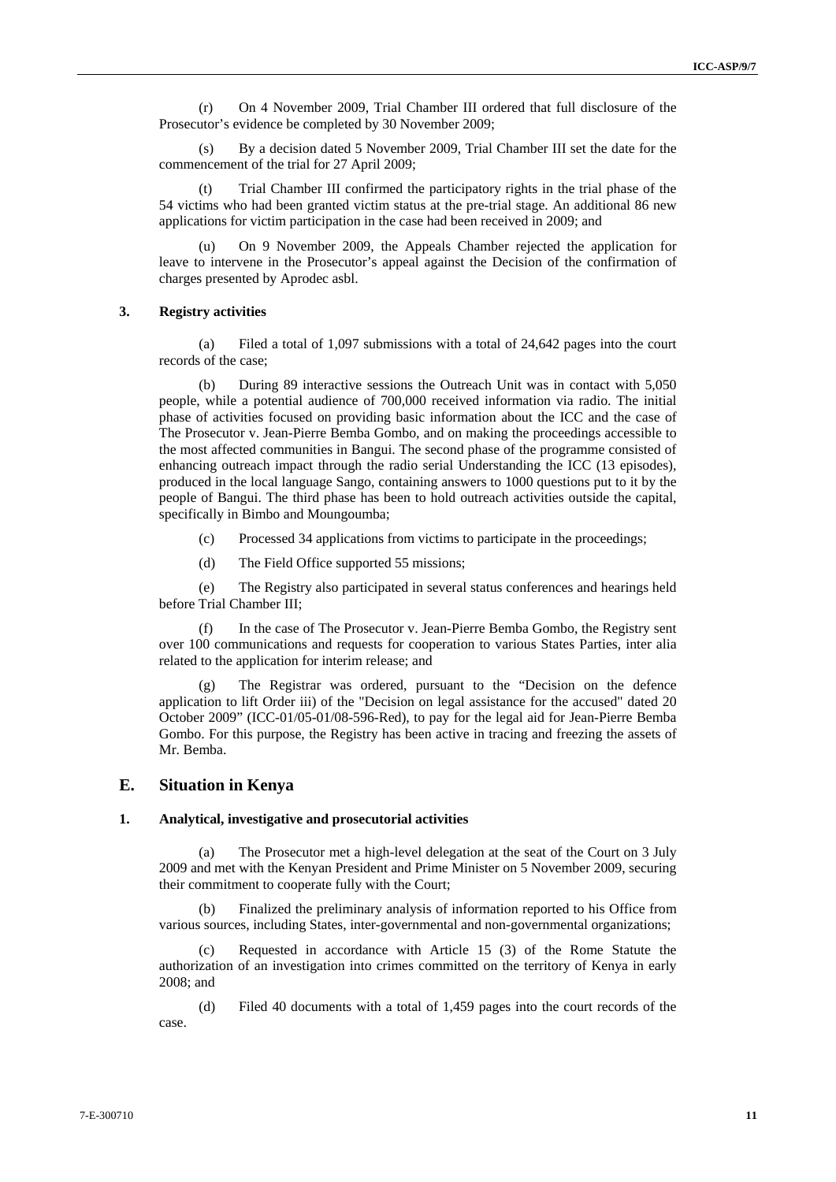(r) On 4 November 2009, Trial Chamber III ordered that full disclosure of the Prosecutor's evidence be completed by 30 November 2009;

(s) By a decision dated 5 November 2009, Trial Chamber III set the date for the commencement of the trial for 27 April 2009;

(t) Trial Chamber III confirmed the participatory rights in the trial phase of the 54 victims who had been granted victim status at the pre-trial stage. An additional 86 new applications for victim participation in the case had been received in 2009; and

(u) On 9 November 2009, the Appeals Chamber rejected the application for leave to intervene in the Prosecutor's appeal against the Decision of the confirmation of charges presented by Aprodec asbl.

### 3. Registry activities

(a) Filed a total of 1,097 submissions with a total of 24,642 pages into the court records of the case;

(b) During 89 interactive sessions the Outreach Unit was in contact with 5,050 people, while a potential audience of 700,000 received information via radio. The initial phase of activities focused on providing basic information about the ICC and the case of The Prosecutor v. Jean-Pierre Bemba Gombo, and on making the proceedings accessible to the most affected communities in Bangui. The second phase of the programme consisted of enhancing outreach impact through the radio serial Understanding the ICC (13 episodes), produced in the local language Sango, containing answers to 1000 questions put to it by the people of Bangui. The third phase has been to hold outreach activities outside the capital, specifically in Bimbo and Moungoumba;

(c) Processed 34 applications from victims to participate in the proceedings;

(d) The Field Office supported 55 missions;

(e) The Registry also participated in several status conferences and hearings held before Trial Chamber III;

(f) In the case of The Prosecutor v. Jean-Pierre Bemba Gombo, the Registry sent over 100 communications and requests for cooperation to various States Parties, inter alia related to the application for interim release; and

(g) The Registrar was ordered, pursuant to the "Decision on the defence application to lift Order iii) of the "Decision on legal assistance for the accused" dated 20 October 2009" (ICC-01/05-01/08-596-Red), to pay for the legal aid for Jean-Pierre Bemba Gombo. For this purpose, the Registry has been active in tracing and freezing the assets of Mr. Bemba.

## E. Situation in Kenya

### 1. Analytical, investigative and prosecutorial activities

(a) The Prosecutor met a high-level delegation at the seat of the Court on 3 July 2009 and met with the Kenyan President and Prime Minister on 5 November 2009, securing their commitment to cooperate fully with the Court;

(b) Finalized the preliminary analysis of information reported to his Office from various sources, including States, inter-governmental and non-governmental organizations;

(c) Requested in accordance with Article 15 (3) of the Rome Statute the authorization of an investigation into crimes committed on the territory of Kenya in early 2008; and

(d) Filed 40 documents with a total of 1,459 pages into the court records of the case.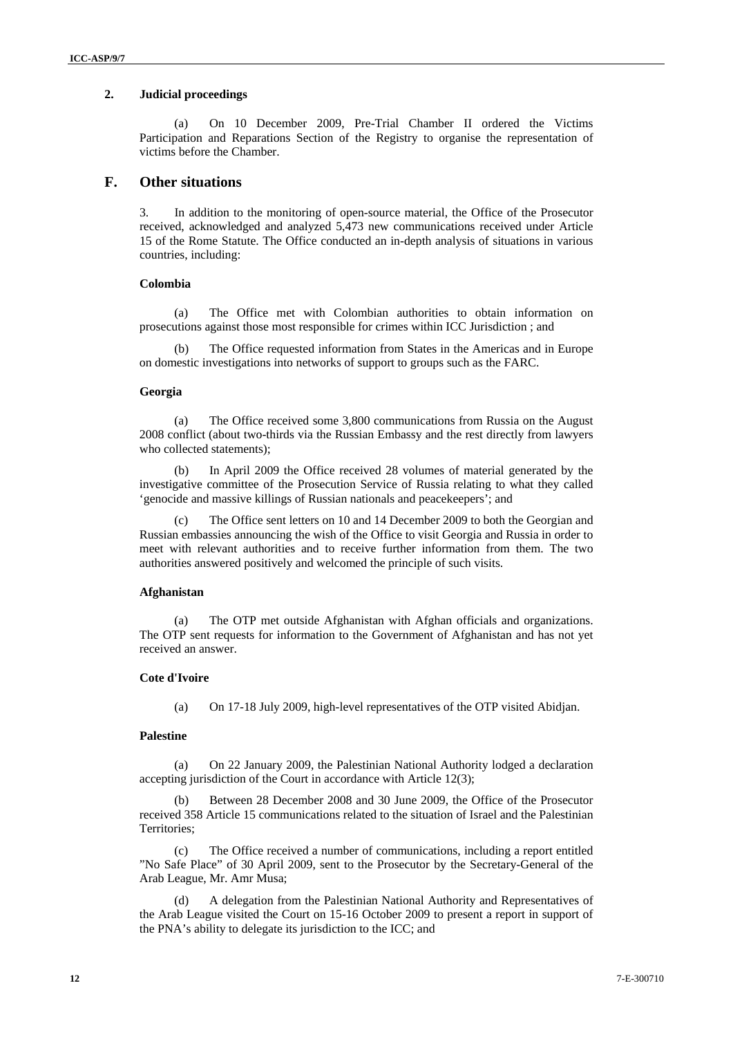### 2. Judicial proceedings

(a) On 10 December 2009, Pre-Trial Chamber II ordered the Victims Participation and Reparations Section of the Registry to organise the representation of victims before the Chamber.

## F. Other situations

3. In addition to the monitoring of open-source material, the Office of the Prosecutor received, acknowledged and analyzed 5,473 new communications received under Article 15 of the Rome Statute. The Office conducted an in-depth analysis of situations in various countries, including:

#### Colombia

(a) The Office met with Colombian authorities to obtain information on prosecutions against those most responsible for crimes within ICC Jurisdiction ; and

(b) The Office requested information from States in the Americas and in Europe on domestic investigations into networks of support to groups such as the FARC.

#### Georgia

(a) The Office received some 3,800 communications from Russia on the August 2008 conflict (about two-thirds via the Russian Embassy and the rest directly from lawyers who collected statements);

(b) In April 2009 the Office received 28 volumes of material generated by the investigative committee of the Prosecution Service of Russia relating to what they called 'genocide and massive killings of Russian nationals and peacekeepers'; and

(c) The Office sent letters on 10 and 14 December 2009 to both the Georgian and Russian embassies announcing the wish of the Office to visit Georgia and Russia in order to meet with relevant authorities and to receive further information from them. The two authorities answered positively and welcomed the principle of such visits.

#### Afghanistan

(a) The OTP met outside Afghanistan with Afghan officials and organizations. The OTP sent requests for information to the Government of Afghanistan and has not yet received an answer.

#### Cote d'Ivoire

(a) On 17-18 July 2009, high-level representatives of the OTP visited Abidjan.

#### Palestine

(a) On 22 January 2009, the Palestinian National Authority lodged a declaration accepting jurisdiction of the Court in accordance with Article 12(3);

(b) Between 28 December 2008 and 30 June 2009, the Office of the Prosecutor received 358 Article 15 communications related to the situation of Israel and the Palestinian Territories;

(c) The Office received a number of communications, including a report entitled "No Safe Place" of 30 April 2009, sent to the Prosecutor by the Secretary-General of the Arab League, Mr. Amr Musa;

(d) A delegation from the Palestinian National Authority and Representatives of the Arab League visited the Court on 15-16 October 2009 to present a report in support of the PNA's ability to delegate its jurisdiction to the ICC; and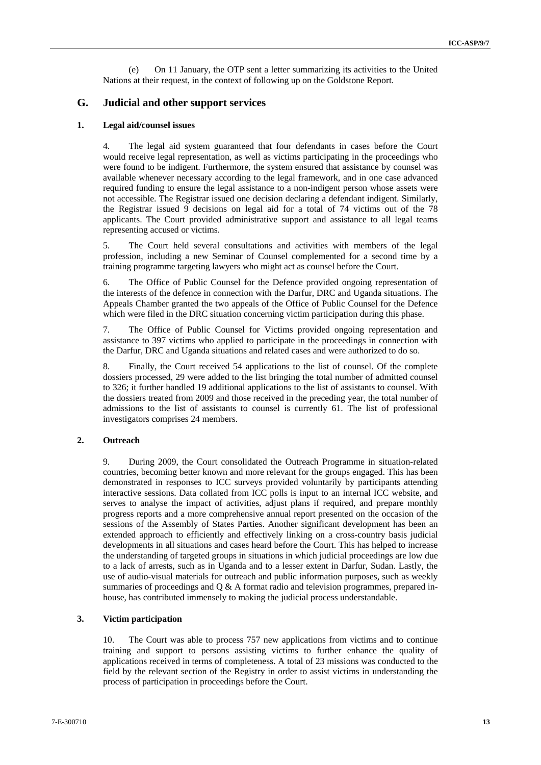(e) On 11 January, the OTP sent a letter summarizing its activities to the United Nations at their request, in the context of following up on the Goldstone Report.

## G. Judicial and other support services

### 1. Legal aid/counsel issues

4. The legal aid system guaranteed that four defendants in cases before the Court would receive legal representation, as well as victims participating in the proceedings who were found to be indigent. Furthermore, the system ensured that assistance by counsel was available whenever necessary according to the legal framework, and in one case advanced required funding to ensure the legal assistance to a non-indigent person whose assets were not accessible. The Registrar issued one decision declaring a defendant indigent. Similarly, the Registrar issued 9 decisions on legal aid for a total of 74 victims out of the 78 applicants. The Court provided administrative support and assistance to all legal teams representing accused or victims.

5. The Court held several consultations and activities with members of the legal profession, including a new Seminar of Counsel complemented for a second time by a training programme targeting lawyers who might act as counsel before the Court.

6. The Office of Public Counsel for the Defence provided ongoing representation of the interests of the defence in connection with the Darfur, DRC and Uganda situations. The Appeals Chamber granted the two appeals of the Office of Public Counsel for the Defence which were filed in the DRC situation concerning victim participation during this phase.

7. The Office of Public Counsel for Victims provided ongoing representation and assistance to 397 victims who applied to participate in the proceedings in connection with the Darfur, DRC and Uganda situations and related cases and were authorized to do so.

8. Finally, the Court received 54 applications to the list of counsel. Of the complete dossiers processed, 29 were added to the list bringing the total number of admitted counsel to 326; it further handled 19 additional applications to the list of assistants to counsel. With the dossiers treated from 2009 and those received in the preceding year, the total number of admissions to the list of assistants to counsel is currently 61. The list of professional investigators comprises 24 members.

### 2. Outreach

9. During 2009, the Court consolidated the Outreach Programme in situation-related countries, becoming better known and more relevant for the groups engaged. This has been demonstrated in responses to ICC surveys provided voluntarily by participants attending interactive sessions. Data collated from ICC polls is input to an internal ICC website, and serves to analyse the impact of activities, adjust plans if required, and prepare monthly progress reports and a more comprehensive annual report presented on the occasion of the sessions of the Assembly of States Parties. Another significant development has been an extended approach to efficiently and effectively linking on a cross-country basis judicial developments in all situations and cases heard before the Court. This has helped to increase the understanding of targeted groups in situations in which judicial proceedings are low due to a lack of arrests, such as in Uganda and to a lesser extent in Darfur, Sudan. Lastly, the use of audio-visual materials for outreach and public information purposes, such as weekly summaries of proceedings and Q & A format radio and television programmes, prepared in-house, has contributed immensely to making the judicial process understandable.

### 3. Victim participation

10. The Court was able to process 757 new applications from victims and to continue training and support to persons assisting victims to further enhance the quality of applications received in terms of completeness. A total of 23 missions was conducted to the field by the relevant section of the Registry in order to assist victims in understanding the process of participation in proceedings before the Court.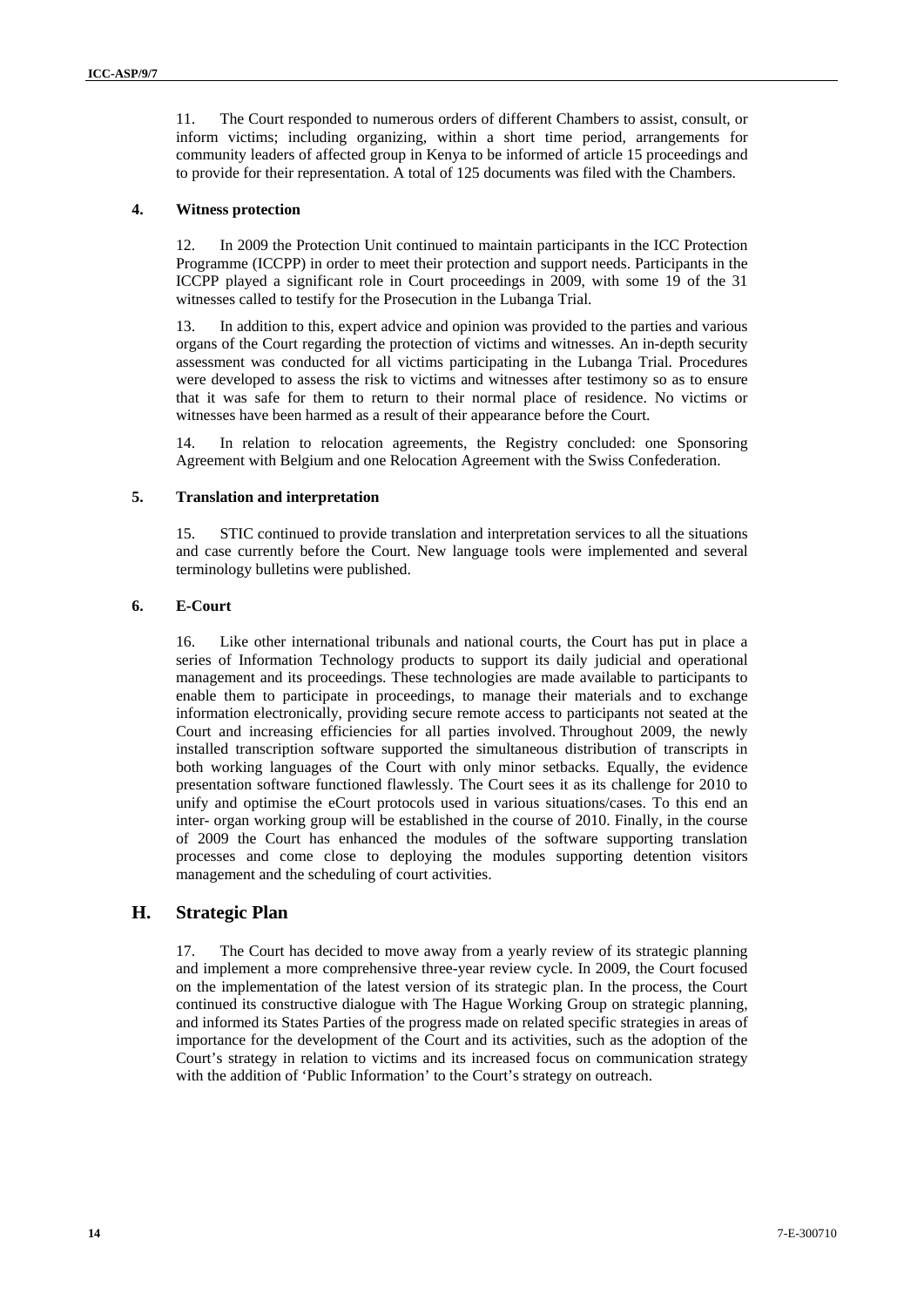11. The Court responded to numerous orders of different Chambers to assist, consult, or inform victims; including organizing, within a short time period, arrangements for community leaders of affected group in Kenya to be informed of article 15 proceedings and to provide for their representation. A total of 125 documents was filed with the Chambers.

### 4. Witness protection

12. In 2009 the Protection Unit continued to maintain participants in the ICC Protection Programme (ICCPP) in order to meet their protection and support needs. Participants in the ICCPP played a significant role in Court proceedings in 2009, with some 19 of the 31 witnesses called to testify for the Prosecution in the Lubanga Trial.

13. In addition to this, expert advice and opinion was provided to the parties and various organs of the Court regarding the protection of victims and witnesses. An in-depth security assessment was conducted for all victims participating in the Lubanga Trial. Procedures were developed to assess the risk to victims and witnesses after testimony so as to ensure that it was safe for them to return to their normal place of residence. No victims or witnesses have been harmed as a result of their appearance before the Court.

14. In relation to relocation agreements, the Registry concluded: one Sponsoring Agreement with Belgium and one Relocation Agreement with the Swiss Confederation.

### 5. Translation and interpretation

15. STIC continued to provide translation and interpretation services to all the situations and case currently before the Court. New language tools were implemented and several terminology bulletins were published.

### 6. E-Court

16. Like other international tribunals and national courts, the Court has put in place a series of Information Technology products to support its daily judicial and operational management and its proceedings. These technologies are made available to participants to enable them to participate in proceedings, to manage their materials and to exchange information electronically, providing secure remote access to participants not seated at the Court and increasing efficiencies for all parties involved. Throughout 2009, the newly installed transcription software supported the simultaneous distribution of transcripts in both working languages of the Court with only minor setbacks. Equally, the evidence presentation software functioned flawlessly. The Court sees it as its challenge for 2010 to unify and optimise the eCourt protocols used in various situations/cases. To this end an inter- organ working group will be established in the course of 2010. Finally, in the course of 2009 the Court has enhanced the modules of the software supporting translation processes and come close to deploying the modules supporting detention visitors management and the scheduling of court activities.

## H. Strategic Plan

17. The Court has decided to move away from a yearly review of its strategic planning and implement a more comprehensive three-year review cycle. In 2009, the Court focused on the implementation of the latest version of its strategic plan. In the process, the Court continued its constructive dialogue with The Hague Working Group on strategic planning, and informed its States Parties of the progress made on related specific strategies in areas of importance for the development of the Court and its activities, such as the adoption of the Court's strategy in relation to victims and its increased focus on communication strategy with the addition of 'Public Information' to the Court's strategy on outreach.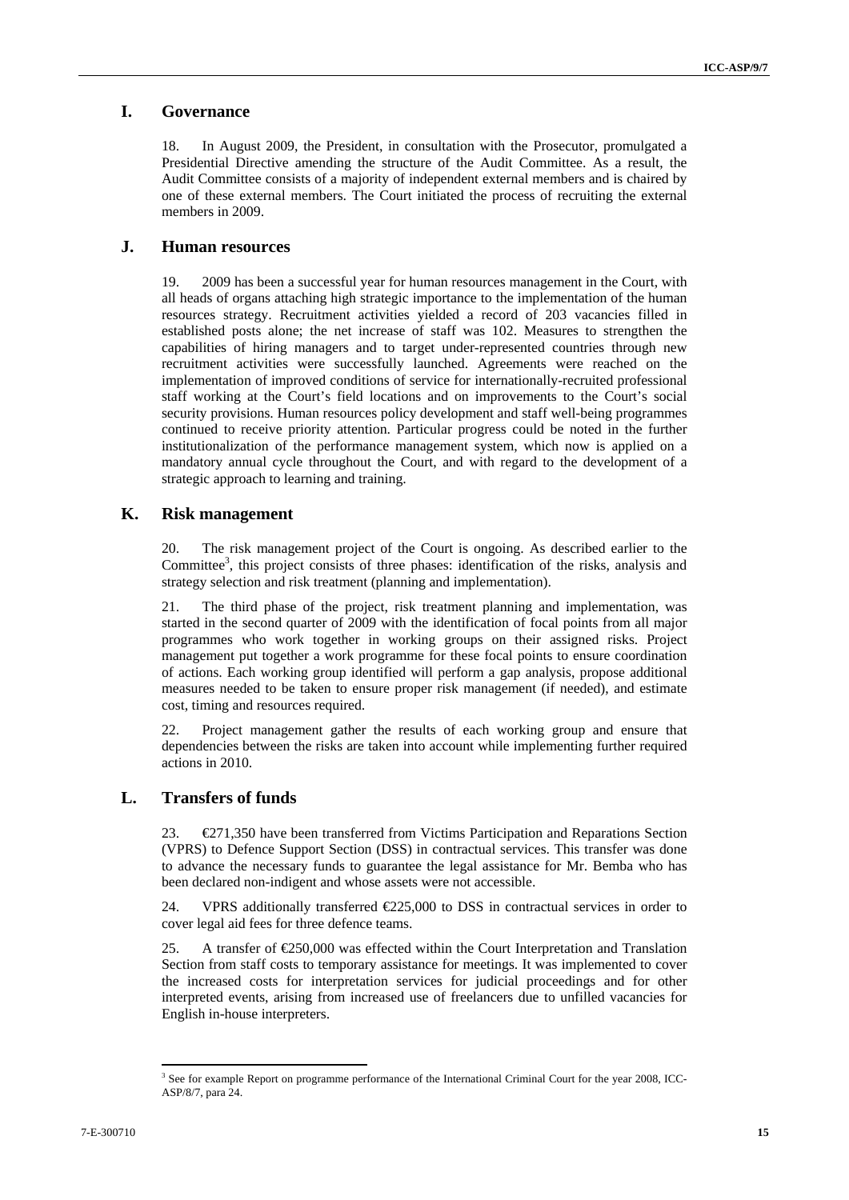## I. Governance

18. In August 2009, the President, in consultation with the Prosecutor, promulgated a Presidential Directive amending the structure of the Audit Committee. As a result, the Audit Committee consists of a majority of independent external members and is chaired by one of these external members. The Court initiated the process of recruiting the external members in 2009.

## J. Human resources

19. 2009 has been a successful year for human resources management in the Court, with all heads of organs attaching high strategic importance to the implementation of the human resources strategy. Recruitment activities yielded a record of 203 vacancies filled in established posts alone; the net increase of staff was 102. Measures to strengthen the capabilities of hiring managers and to target under-represented countries through new recruitment activities were successfully launched. Agreements were reached on the implementation of improved conditions of service for internationally-recruited professional staff working at the Court's field locations and on improvements to the Court's social security provisions. Human resources policy development and staff well-being programmes continued to receive priority attention. Particular progress could be noted in the further institutionalization of the performance management system, which now is applied on a mandatory annual cycle throughout the Court, and with regard to the development of a strategic approach to learning and training.

## K. Risk management

20. The risk management project of the Court is ongoing. As described earlier to the Committee[3], this project consists of three phases: identification of the risks, analysis and strategy selection and risk treatment (planning and implementation).

21. The third phase of the project, risk treatment planning and implementation, was started in the second quarter of 2009 with the identification of focal points from all major programmes who work together in working groups on their assigned risks. Project management put together a work programme for these focal points to ensure coordination of actions. Each working group identified will perform a gap analysis, propose additional measures needed to be taken to ensure proper risk management (if needed), and estimate cost, timing and resources required.

22. Project management gather the results of each working group and ensure that dependencies between the risks are taken into account while implementing further required actions in 2010.

## L. Transfers of funds

23. €271,350 have been transferred from Victims Participation and Reparations Section (VPRS) to Defence Support Section (DSS) in contractual services. This transfer was done to advance the necessary funds to guarantee the legal assistance for Mr. Bemba who has been declared non-indigent and whose assets were not accessible.

24. VPRS additionally transferred €225,000 to DSS in contractual services in order to cover legal aid fees for three defence teams.

25. A transfer of €250,000 was effected within the Court Interpretation and Translation Section from staff costs to temporary assistance for meetings. It was implemented to cover the increased costs for interpretation services for judicial proceedings and for other interpreted events, arising from increased use of freelancers due to unfilled vacancies for English in-house interpreters.

---

[3] See for example Report on programme performance of the International Criminal Court for the year 2008, ICC-ASP/8/7, para 24.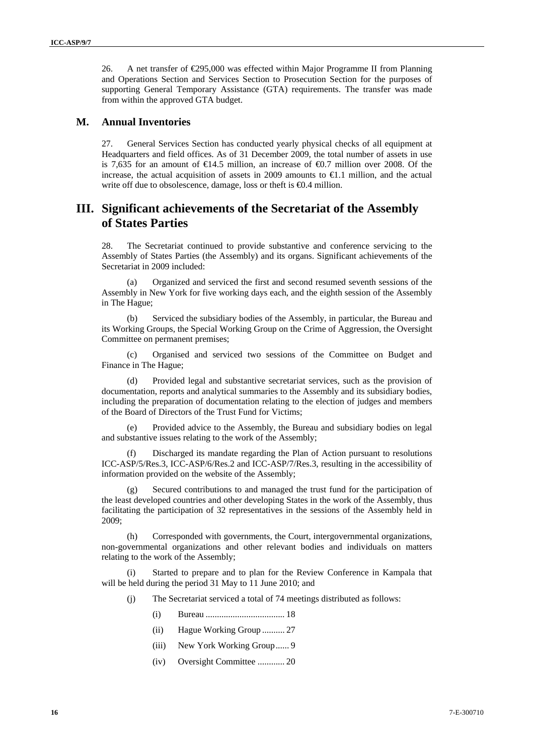26. A net transfer of €295,000 was effected within Major Programme II from Planning and Operations Section and Services Section to Prosecution Section for the purposes of supporting General Temporary Assistance (GTA) requirements. The transfer was made from within the approved GTA budget.

## M. Annual Inventories

27. General Services Section has conducted yearly physical checks of all equipment at Headquarters and field offices. As of 31 December 2009, the total number of assets in use is 7,635 for an amount of €14.5 million, an increase of €0.7 million over 2008. Of the increase, the actual acquisition of assets in 2009 amounts to €1.1 million, and the actual write off due to obsolescence, damage, loss or theft is €0.4 million.

# III. Significant achievements of the Secretariat of the Assembly of States Parties

28. The Secretariat continued to provide substantive and conference servicing to the Assembly of States Parties (the Assembly) and its organs. Significant achievements of the Secretariat in 2009 included:

(a) Organized and serviced the first and second resumed seventh sessions of the Assembly in New York for five working days each, and the eighth session of the Assembly in The Hague;

(b) Serviced the subsidiary bodies of the Assembly, in particular, the Bureau and its Working Groups, the Special Working Group on the Crime of Aggression, the Oversight Committee on permanent premises;

(c) Organised and serviced two sessions of the Committee on Budget and Finance in The Hague;

(d) Provided legal and substantive secretariat services, such as the provision of documentation, reports and analytical summaries to the Assembly and its subsidiary bodies, including the preparation of documentation relating to the election of judges and members of the Board of Directors of the Trust Fund for Victims;

(e) Provided advice to the Assembly, the Bureau and subsidiary bodies on legal and substantive issues relating to the work of the Assembly;

(f) Discharged its mandate regarding the Plan of Action pursuant to resolutions ICC-ASP/5/Res.3, ICC-ASP/6/Res.2 and ICC-ASP/7/Res.3, resulting in the accessibility of information provided on the website of the Assembly;

(g) Secured contributions to and managed the trust fund for the participation of the least developed countries and other developing States in the work of the Assembly, thus facilitating the participation of 32 representatives in the sessions of the Assembly held in 2009;

(h) Corresponded with governments, the Court, intergovernmental organizations, non-governmental organizations and other relevant bodies and individuals on matters relating to the work of the Assembly;

(i) Started to prepare and to plan for the Review Conference in Kampala that will be held during the period 31 May to 11 June 2010; and

(j) The Secretariat serviced a total of 74 meetings distributed as follows:

(i) Bureau .................................. 18

(ii) Hague Working Group .......... 27

(iii) New York Working Group ...... 9

(iv) Oversight Committee ............ 20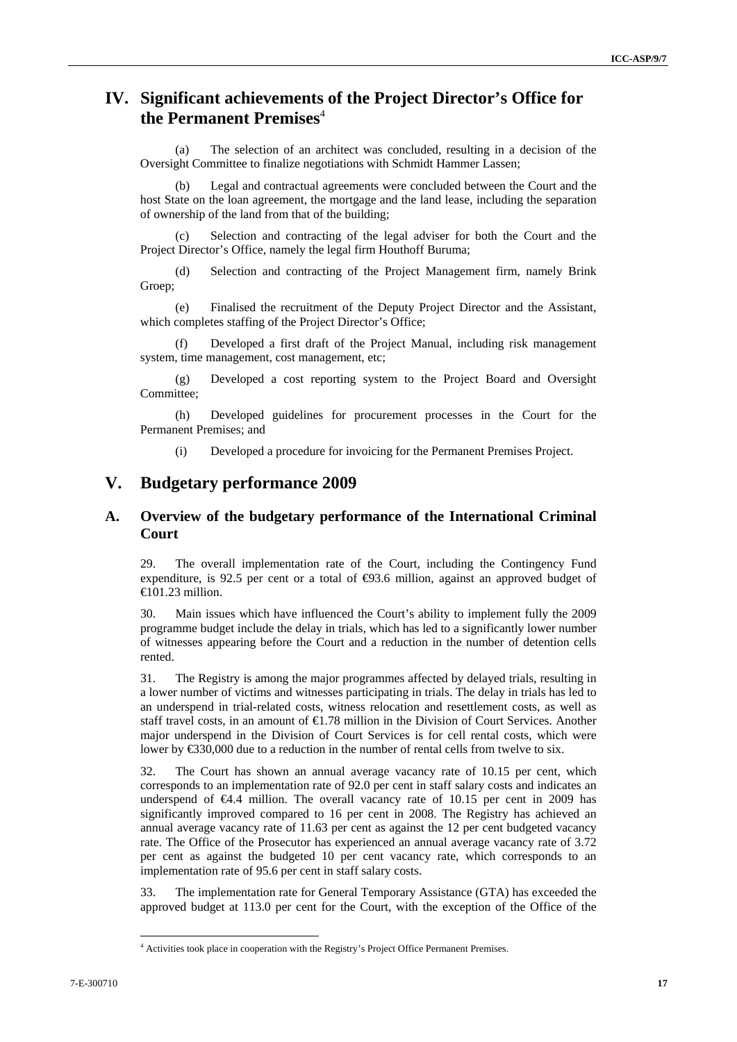# IV. Significant achievements of the Project Director's Office for the Permanent Premises[4]

(a) The selection of an architect was concluded, resulting in a decision of the Oversight Committee to finalize negotiations with Schmidt Hammer Lassen;

(b) Legal and contractual agreements were concluded between the Court and the host State on the loan agreement, the mortgage and the land lease, including the separation of ownership of the land from that of the building;

(c) Selection and contracting of the legal adviser for both the Court and the Project Director's Office, namely the legal firm Houthoff Buruma;

(d) Selection and contracting of the Project Management firm, namely Brink Groep;

(e) Finalised the recruitment of the Deputy Project Director and the Assistant, which completes staffing of the Project Director's Office;

(f) Developed a first draft of the Project Manual, including risk management system, time management, cost management, etc;

(g) Developed a cost reporting system to the Project Board and Oversight Committee;

(h) Developed guidelines for procurement processes in the Court for the Permanent Premises; and

(i) Developed a procedure for invoicing for the Permanent Premises Project.

# V. Budgetary performance 2009

## A. Overview of the budgetary performance of the International Criminal Court

29. The overall implementation rate of the Court, including the Contingency Fund expenditure, is 92.5 per cent or a total of €93.6 million, against an approved budget of €101.23 million.

30. Main issues which have influenced the Court's ability to implement fully the 2009 programme budget include the delay in trials, which has led to a significantly lower number of witnesses appearing before the Court and a reduction in the number of detention cells rented.

31. The Registry is among the major programmes affected by delayed trials, resulting in a lower number of victims and witnesses participating in trials. The delay in trials has led to an underspend in trial-related costs, witness relocation and resettlement costs, as well as staff travel costs, in an amount of €1.78 million in the Division of Court Services. Another major underspend in the Division of Court Services is for cell rental costs, which were lower by €330,000 due to a reduction in the number of rental cells from twelve to six.

32. The Court has shown an annual average vacancy rate of 10.15 per cent, which corresponds to an implementation rate of 92.0 per cent in staff salary costs and indicates an underspend of €4.4 million. The overall vacancy rate of 10.15 per cent in 2009 has significantly improved compared to 16 per cent in 2008. The Registry has achieved an annual average vacancy rate of 11.63 per cent as against the 12 per cent budgeted vacancy rate. The Office of the Prosecutor has experienced an annual average vacancy rate of 3.72 per cent as against the budgeted 10 per cent vacancy rate, which corresponds to an implementation rate of 95.6 per cent in staff salary costs.

33. The implementation rate for General Temporary Assistance (GTA) has exceeded the approved budget at 113.0 per cent for the Court, with the exception of the Office of the

[4] Activities took place in cooperation with the Registry's Project Office Permanent Premises.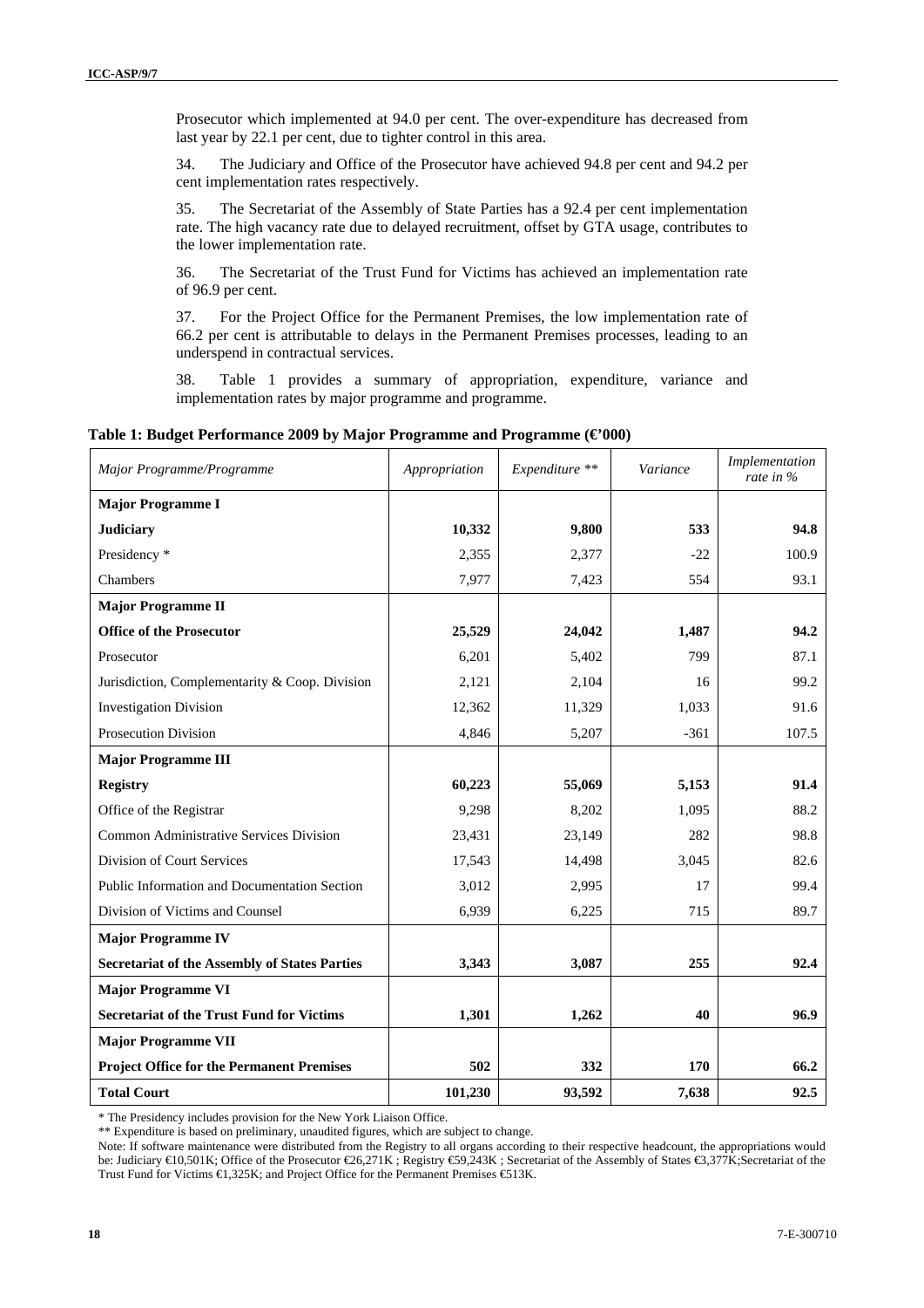Prosecutor which implemented at 94.0 per cent. The over-expenditure has decreased from last year by 22.1 per cent, due to tighter control in this area.

34. The Judiciary and Office of the Prosecutor have achieved 94.8 per cent and 94.2 per cent implementation rates respectively.

35. The Secretariat of the Assembly of State Parties has a 92.4 per cent implementation rate. The high vacancy rate due to delayed recruitment, offset by GTA usage, contributes to the lower implementation rate.

36. The Secretariat of the Trust Fund for Victims has achieved an implementation rate of 96.9 per cent.

37. For the Project Office for the Permanent Premises, the low implementation rate of 66.2 per cent is attributable to delays in the Permanent Premises processes, leading to an underspend in contractual services.

38. Table 1 provides a summary of appropriation, expenditure, variance and implementation rates by major programme and programme.

**Table 1: Budget Performance 2009 by Major Programme and Programme (€'000)**

| *Major Programme/Programme* | *Appropriation* | *Expenditure \*\** | *Variance* | *Implementation rate in %* |
|---|---|---|---|---|
| **Major Programme I** | | | | |
| **Judiciary** | **10,332** | **9,800** | **533** | **94.8** |
| Presidency * | 2,355 | 2,377 | -22 | 100.9 |
| Chambers | 7,977 | 7,423 | 554 | 93.1 |
| **Major Programme II** | | | | |
| **Office of the Prosecutor** | **25,529** | **24,042** | **1,487** | **94.2** |
| Prosecutor | 6,201 | 5,402 | 799 | 87.1 |
| Jurisdiction, Complementarity & Coop. Division | 2,121 | 2,104 | 16 | 99.2 |
| Investigation Division | 12,362 | 11,329 | 1,033 | 91.6 |
| Prosecution Division | 4,846 | 5,207 | -361 | 107.5 |
| **Major Programme III** | | | | |
| **Registry** | **60,223** | **55,069** | **5,153** | **91.4** |
| Office of the Registrar | 9,298 | 8,202 | 1,095 | 88.2 |
| Common Administrative Services Division | 23,431 | 23,149 | 282 | 98.8 |
| Division of Court Services | 17,543 | 14,498 | 3,045 | 82.6 |
| Public Information and Documentation Section | 3,012 | 2,995 | 17 | 99.4 |
| Division of Victims and Counsel | 6,939 | 6,225 | 715 | 89.7 |
| **Major Programme IV** | | | | |
| **Secretariat of the Assembly of States Parties** | **3,343** | **3,087** | **255** | **92.4** |
| **Major Programme VI** | | | | |
| **Secretariat of the Trust Fund for Victims** | **1,301** | **1,262** | **40** | **96.9** |
| **Major Programme VII** | | | | |
| **Project Office for the Permanent Premises** | **502** | **332** | **170** | **66.2** |
| **Total Court** | **101,230** | **93,592** | **7,638** | **92.5** |

* The Presidency includes provision for the New York Liaison Office.

** Expenditure is based on preliminary, unaudited figures, which are subject to change.

Note: If software maintenance were distributed from the Registry to all organs according to their respective headcount, the appropriations would be: Judiciary €10,501K; Office of the Prosecutor €26,271K ; Registry €59,243K ; Secretariat of the Assembly of States €3,377K;Secretariat of the Trust Fund for Victims €1,325K; and Project Office for the Permanent Premises €513K.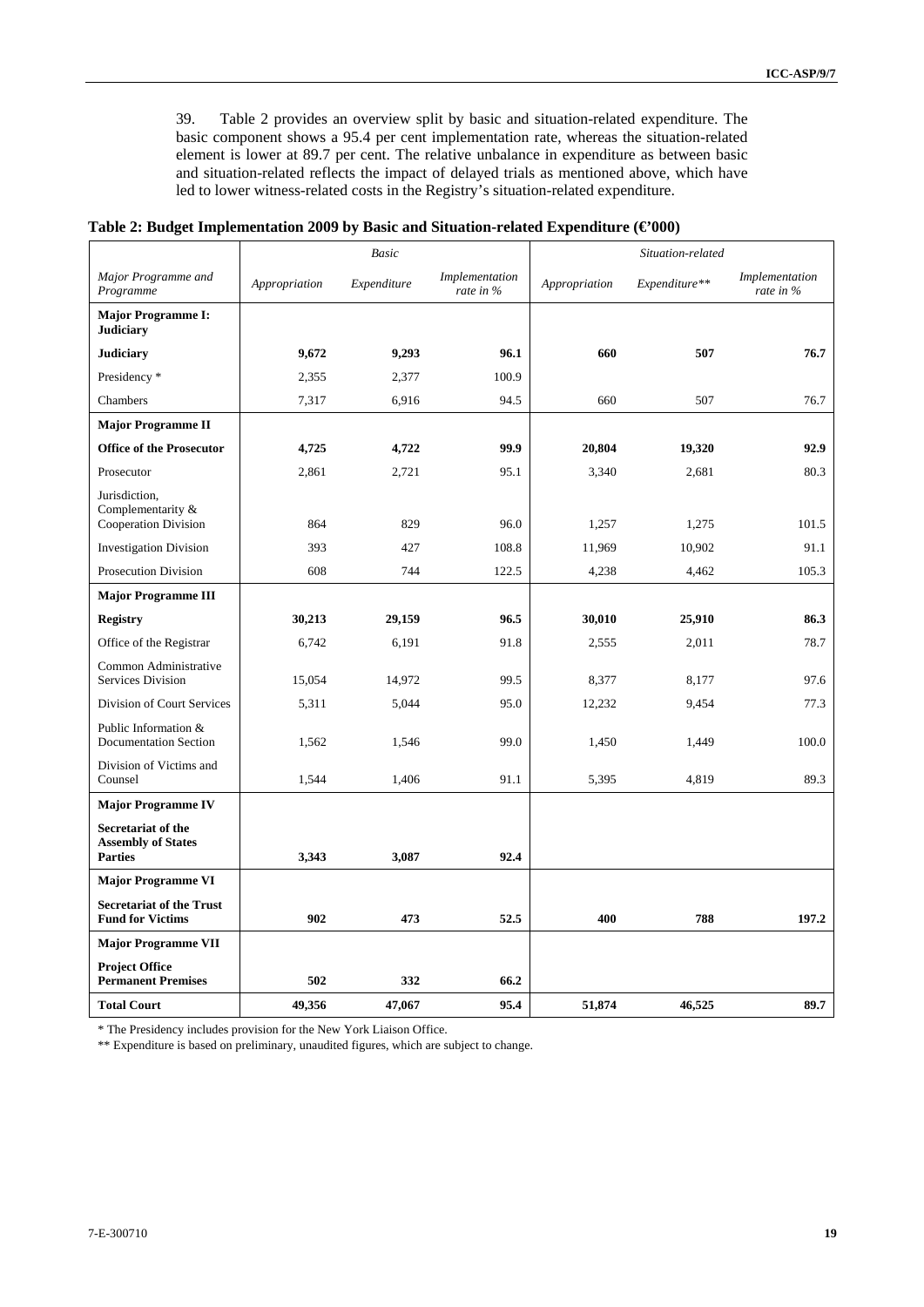39. Table 2 provides an overview split by basic and situation-related expenditure. The basic component shows a 95.4 per cent implementation rate, whereas the situation-related element is lower at 89.7 per cent. The relative unbalance in expenditure as between basic and situation-related reflects the impact of delayed trials as mentioned above, which have led to lower witness-related costs in the Registry's situation-related expenditure.

**Table 2: Budget Implementation 2009 by Basic and Situation-related Expenditure (€'000)**

| | *Basic* | | | *Situation-related* | | |
|---|---|---|---|---|---|---|
| *Major Programme and Programme* | *Appropriation* | *Expenditure* | *Implementation rate in %* | *Appropriation* | *Expenditure\*\** | *Implementation rate in %* |
| **Major Programme I: Judiciary** | | | | | | |
| **Judiciary** | **9,672** | **9,293** | **96.1** | **660** | **507** | **76.7** |
| Presidency * | 2,355 | 2,377 | 100.9 | | | |
| Chambers | 7,317 | 6,916 | 94.5 | 660 | 507 | 76.7 |
| **Major Programme II** | | | | | | |
| **Office of the Prosecutor** | **4,725** | **4,722** | **99.9** | **20,804** | **19,320** | **92.9** |
| Prosecutor | 2,861 | 2,721 | 95.1 | 3,340 | 2,681 | 80.3 |
| Jurisdiction, Complementarity & Cooperation Division | 864 | 829 | 96.0 | 1,257 | 1,275 | 101.5 |
| Investigation Division | 393 | 427 | 108.8 | 11,969 | 10,902 | 91.1 |
| Prosecution Division | 608 | 744 | 122.5 | 4,238 | 4,462 | 105.3 |
| **Major Programme III** | | | | | | |
| **Registry** | **30,213** | **29,159** | **96.5** | **30,010** | **25,910** | **86.3** |
| Office of the Registrar | 6,742 | 6,191 | 91.8 | 2,555 | 2,011 | 78.7 |
| Common Administrative Services Division | 15,054 | 14,972 | 99.5 | 8,377 | 8,177 | 97.6 |
| Division of Court Services | 5,311 | 5,044 | 95.0 | 12,232 | 9,454 | 77.3 |
| Public Information & Documentation Section | 1,562 | 1,546 | 99.0 | 1,450 | 1,449 | 100.0 |
| Division of Victims and Counsel | 1,544 | 1,406 | 91.1 | 5,395 | 4,819 | 89.3 |
| **Major Programme IV** | | | | | | |
| **Secretariat of the Assembly of States Parties** | **3,343** | **3,087** | **92.4** | | | |
| **Major Programme VI** | | | | | | |
| **Secretariat of the Trust Fund for Victims** | **902** | **473** | **52.5** | **400** | **788** | **197.2** |
| **Major Programme VII** | | | | | | |
| **Project Office Permanent Premises** | **502** | **332** | **66.2** | | | |
| **Total Court** | **49,356** | **47,067** | **95.4** | **51,874** | **46,525** | **89.7** |

\* The Presidency includes provision for the New York Liaison Office.

\*\* Expenditure is based on preliminary, unaudited figures, which are subject to change.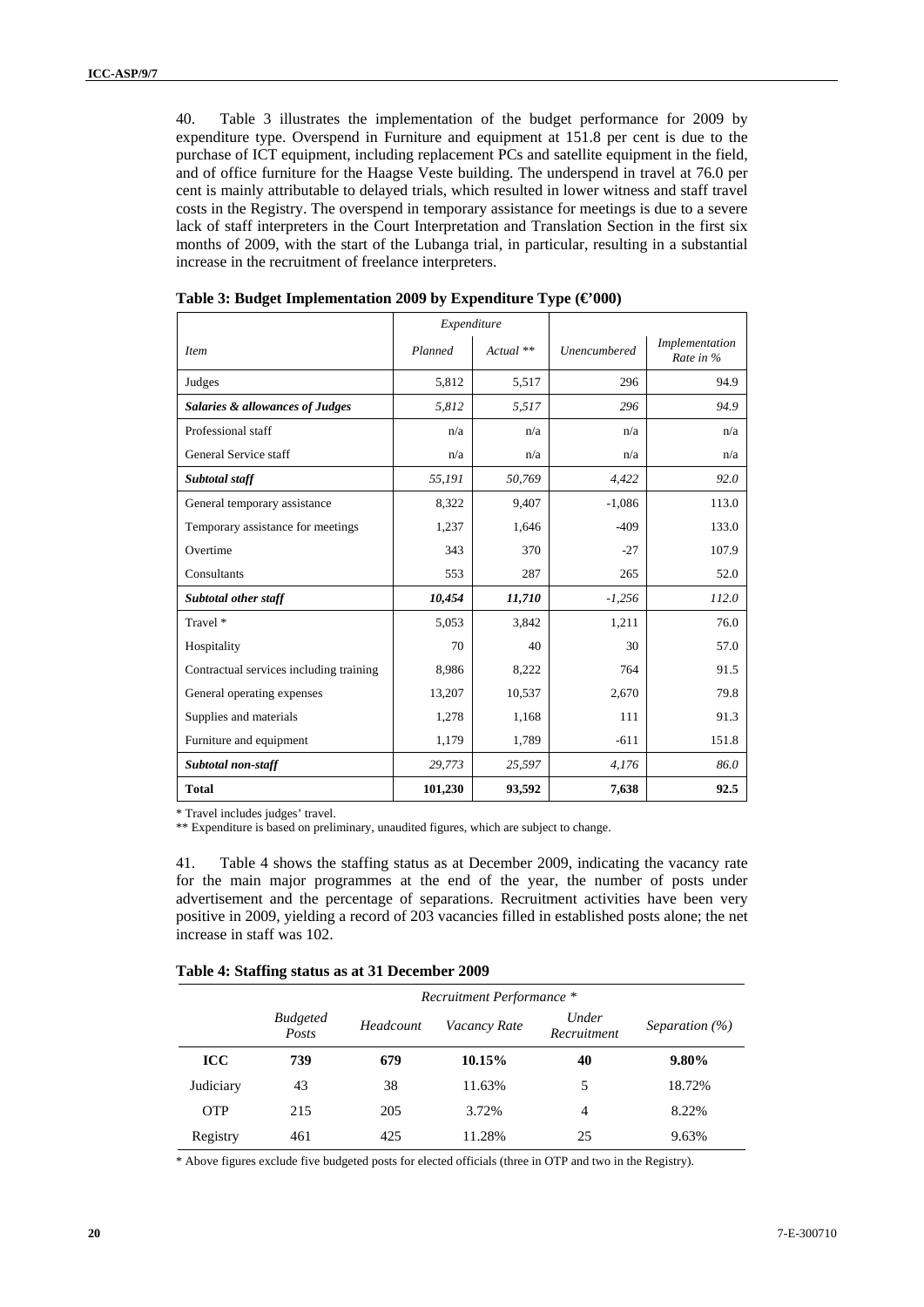40. Table 3 illustrates the implementation of the budget performance for 2009 by expenditure type. Overspend in Furniture and equipment at 151.8 per cent is due to the purchase of ICT equipment, including replacement PCs and satellite equipment in the field, and of office furniture for the Haagse Veste building. The underspend in travel at 76.0 per cent is mainly attributable to delayed trials, which resulted in lower witness and staff travel costs in the Registry. The overspend in temporary assistance for meetings is due to a severe lack of staff interpreters in the Court Interpretation and Translation Section in the first six months of 2009, with the start of the Lubanga trial, in particular, resulting in a substantial increase in the recruitment of freelance interpreters.

**Table 3: Budget Implementation 2009 by Expenditure Type (€'000)**

| | *Expenditure* | | | |
|---|---|---|---|---|
| *Item* | *Planned* | *Actual \*\** | *Unencumbered* | *Implementation Rate in %* |
| Judges | 5,812 | 5,517 | 296 | 94.9 |
| ***Salaries & allowances of Judges*** | *5,812* | *5,517* | *296* | *94.9* |
| Professional staff | n/a | n/a | n/a | n/a |
| General Service staff | n/a | n/a | n/a | n/a |
| ***Subtotal staff*** | *55,191* | *50,769* | *4,422* | *92.0* |
| General temporary assistance | 8,322 | 9,407 | -1,086 | 113.0 |
| Temporary assistance for meetings | 1,237 | 1,646 | -409 | 133.0 |
| Overtime | 343 | 370 | -27 | 107.9 |
| Consultants | 553 | 287 | 265 | 52.0 |
| ***Subtotal other staff*** | ***10,454*** | ***11,710*** | *-1,256* | *112.0* |
| Travel * | 5,053 | 3,842 | 1,211 | 76.0 |
| Hospitality | 70 | 40 | 30 | 57.0 |
| Contractual services including training | 8,986 | 8,222 | 764 | 91.5 |
| General operating expenses | 13,207 | 10,537 | 2,670 | 79.8 |
| Supplies and materials | 1,278 | 1,168 | 111 | 91.3 |
| Furniture and equipment | 1,179 | 1,789 | -611 | 151.8 |
| ***Subtotal non-staff*** | *29,773* | *25,597* | *4,176* | *86.0* |
| **Total** | **101,230** | **93,592** | **7,638** | **92.5** |

\* Travel includes judges' travel.

\*\* Expenditure is based on preliminary, unaudited figures, which are subject to change.

41. Table 4 shows the staffing status as at December 2009, indicating the vacancy rate for the main major programmes at the end of the year, the number of posts under advertisement and the percentage of separations. Recruitment activities have been very positive in 2009, yielding a record of 203 vacancies filled in established posts alone; the net increase in staff was 102.

**Table 4: Staffing status as at 31 December 2009**

| | *Recruitment Performance \** | | | | |
|---|---|---|---|---|---|
| | *Budgeted Posts* | *Headcount* | *Vacancy Rate* | *Under Recruitment* | *Separation (%)* |
| **ICC** | **739** | **679** | **10.15%** | **40** | **9.80%** |
| Judiciary | 43 | 38 | 11.63% | 5 | 18.72% |
| OTP | 215 | 205 | 3.72% | 4 | 8.22% |
| Registry | 461 | 425 | 11.28% | 25 | 9.63% |

\* Above figures exclude five budgeted posts for elected officials (three in OTP and two in the Registry).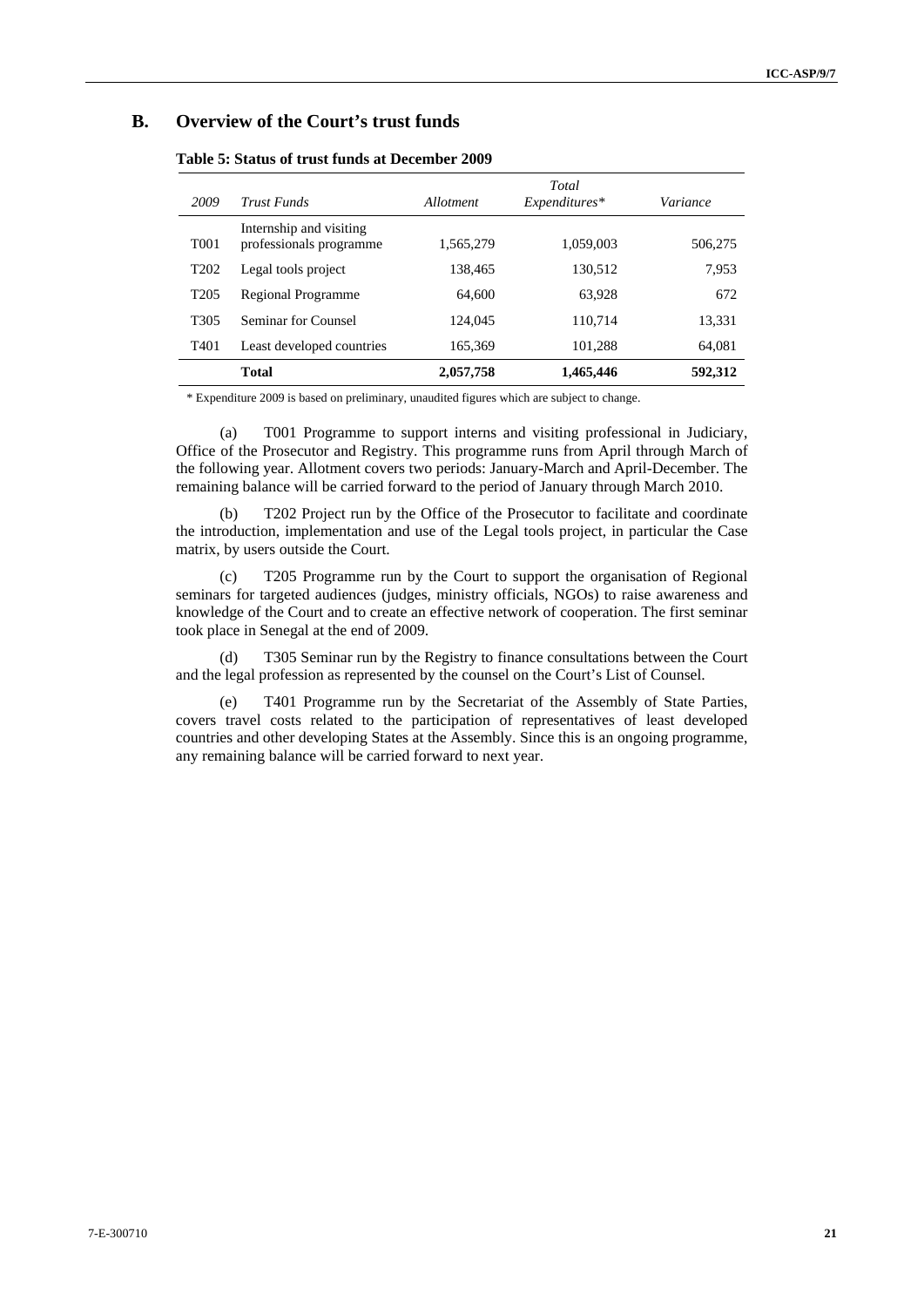## B. Overview of the Court's trust funds

**Table 5: Status of trust funds at December 2009**

| *2009* | *Trust Funds* | *Allotment* | *Total Expenditures** | *Variance* |
|---|---|---|---|---|
| T001 | Internship and visiting professionals programme | 1,565,279 | 1,059,003 | 506,275 |
| T202 | Legal tools project | 138,465 | 130,512 | 7,953 |
| T205 | Regional Programme | 64,600 | 63,928 | 672 |
| T305 | Seminar for Counsel | 124,045 | 110,714 | 13,331 |
| T401 | Least developed countries | 165,369 | 101,288 | 64,081 |
| | **Total** | **2,057,758** | **1,465,446** | **592,312** |

* Expenditure 2009 is based on preliminary, unaudited figures which are subject to change.

(a) T001 Programme to support interns and visiting professional in Judiciary, Office of the Prosecutor and Registry. This programme runs from April through March of the following year. Allotment covers two periods: January-March and April-December. The remaining balance will be carried forward to the period of January through March 2010.

(b) T202 Project run by the Office of the Prosecutor to facilitate and coordinate the introduction, implementation and use of the Legal tools project, in particular the Case matrix, by users outside the Court.

(c) T205 Programme run by the Court to support the organisation of Regional seminars for targeted audiences (judges, ministry officials, NGOs) to raise awareness and knowledge of the Court and to create an effective network of cooperation. The first seminar took place in Senegal at the end of 2009.

(d) T305 Seminar run by the Registry to finance consultations between the Court and the legal profession as represented by the counsel on the Court's List of Counsel.

(e) T401 Programme run by the Secretariat of the Assembly of State Parties, covers travel costs related to the participation of representatives of least developed countries and other developing States at the Assembly. Since this is an ongoing programme, any remaining balance will be carried forward to next year.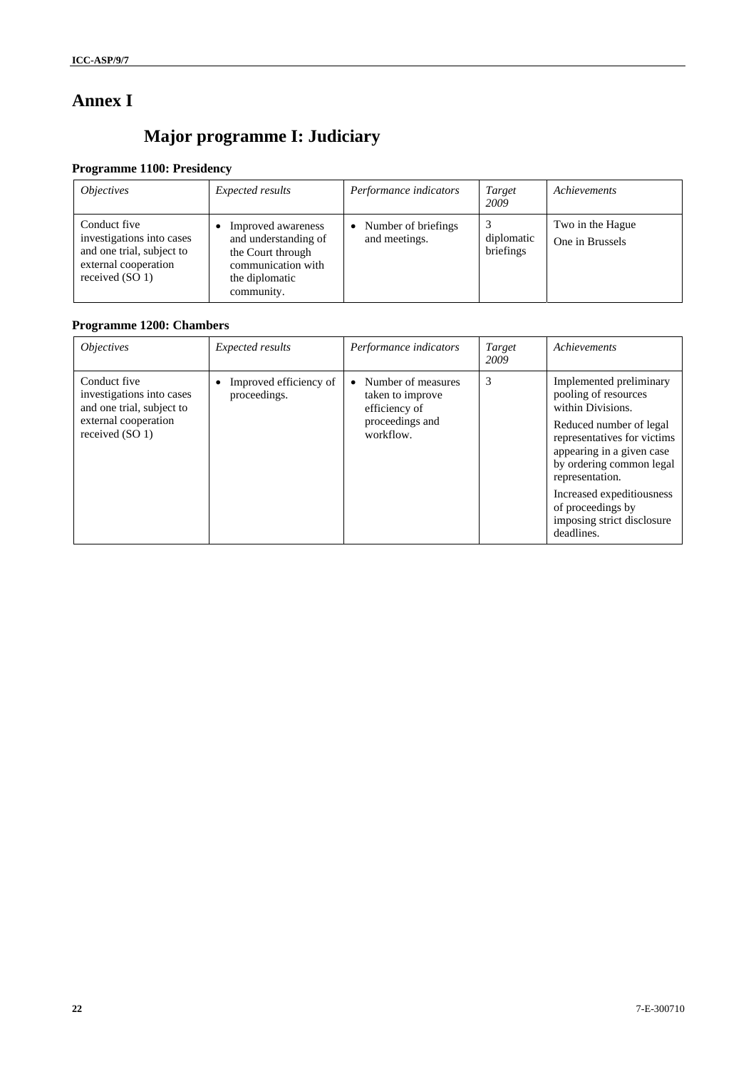# Annex I

## Major programme I: Judiciary

### Programme 1100: Presidency

| *Objectives* | *Expected results* | *Performance indicators* | *Target 2009* | *Achievements* |
|---|---|---|---|---|
| Conduct five investigations into cases and one trial, subject to external cooperation received (SO 1) | • Improved awareness and understanding of the Court through communication with the diplomatic community. | • Number of briefings and meetings. | 3 diplomatic briefings | Two in the Hague<br>One in Brussels |

### Programme 1200: Chambers

| *Objectives* | *Expected results* | *Performance indicators* | *Target 2009* | *Achievements* |
|---|---|---|---|---|
| Conduct five investigations into cases and one trial, subject to external cooperation received (SO 1) | • Improved efficiency of proceedings. | • Number of measures taken to improve efficiency of proceedings and workflow. | 3 | Implemented preliminary pooling of resources within Divisions.<br>Reduced number of legal representatives for victims appearing in a given case by ordering common legal representation.<br>Increased expeditiousness of proceedings by imposing strict disclosure deadlines. |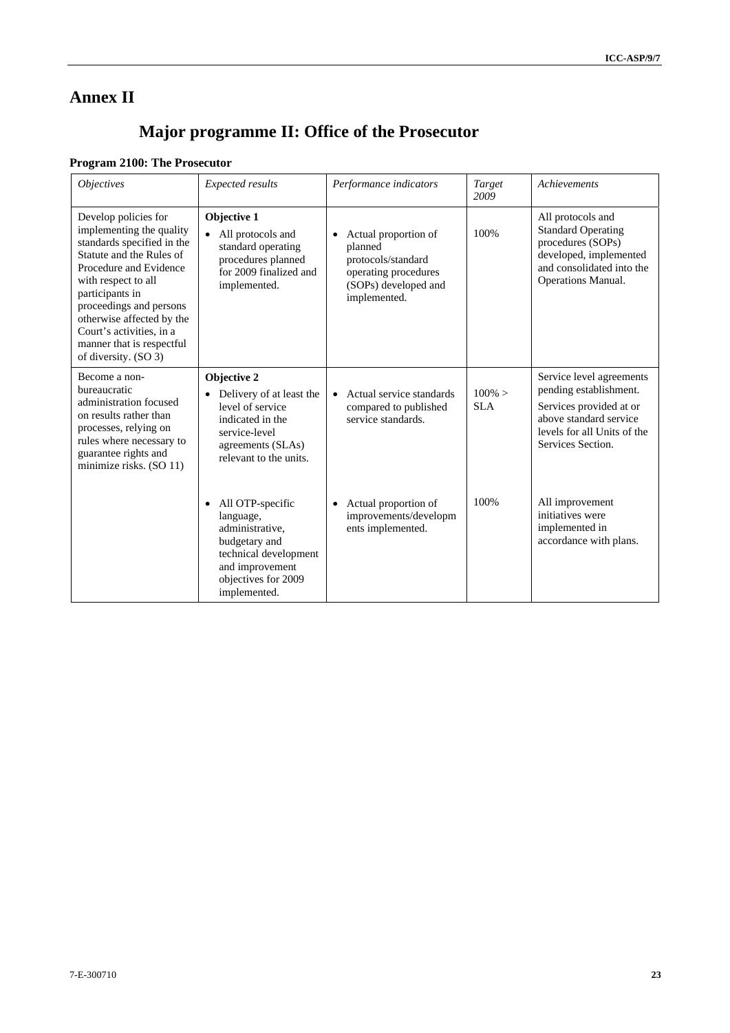# Annex II

## Major programme II: Office of the Prosecutor

### Program 2100: The Prosecutor

| *Objectives* | *Expected results* | *Performance indicators* | *Target 2009* | *Achievements* |
|---|---|---|---|---|
| Develop policies for implementing the quality standards specified in the Statute and the Rules of Procedure and Evidence with respect to all participants in proceedings and persons otherwise affected by the Court's activities, in a manner that is respectful of diversity. (SO 3) | **Objective 1**<br>• All protocols and standard operating procedures planned for 2009 finalized and implemented. | • Actual proportion of planned protocols/standard operating procedures (SOPs) developed and implemented. | 100% | All protocols and Standard Operating procedures (SOPs) developed, implemented and consolidated into the Operations Manual. |
| Become a non-bureaucratic administration focused on results rather than processes, relying on rules where necessary to guarantee rights and minimize risks. (SO 11) | **Objective 2**<br>• Delivery of at least the level of service indicated in the service-level agreements (SLAs) relevant to the units. | • Actual service standards compared to published service standards. | 100% > SLA | Service level agreements pending establishment.<br>Services provided at or above standard service levels for all Units of the Services Section. |
| | • All OTP-specific language, administrative, budgetary and technical development and improvement objectives for 2009 implemented. | • Actual proportion of improvements/developments implemented. | 100% | All improvement initiatives were implemented in accordance with plans. |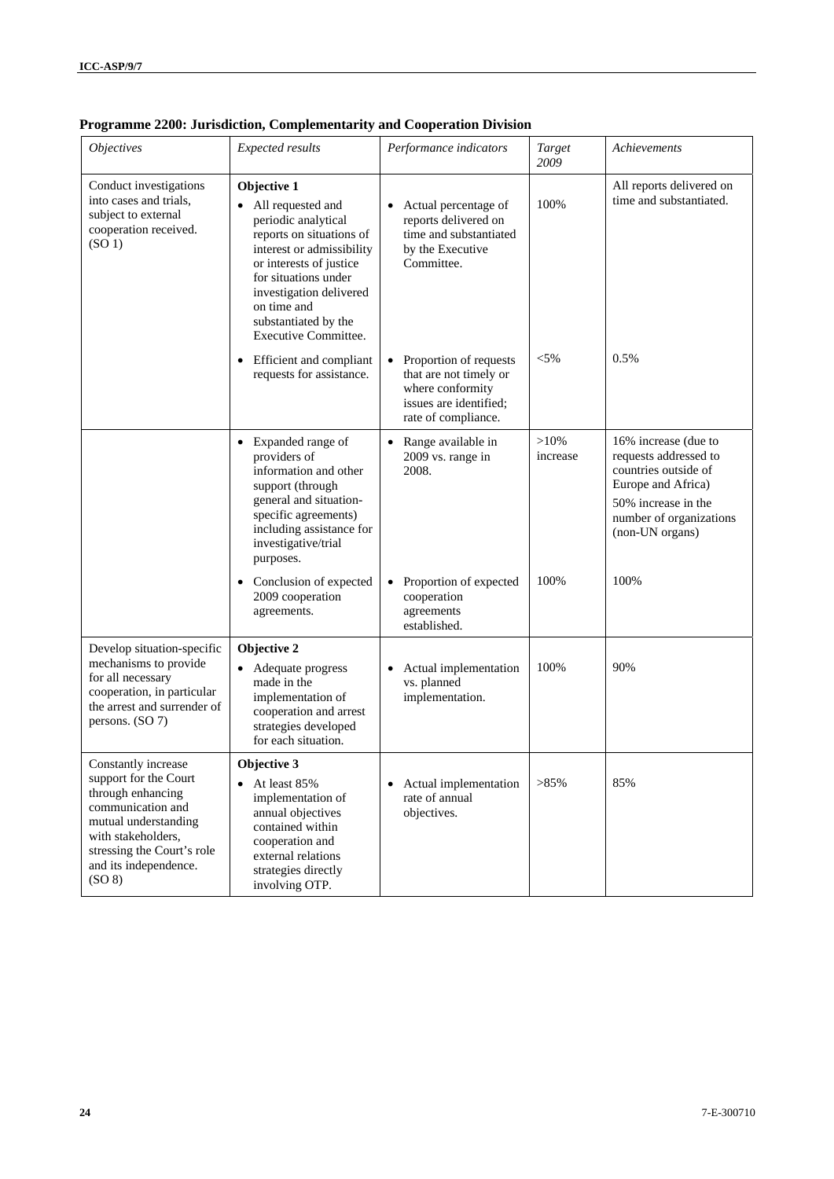**Programme 2200: Jurisdiction, Complementarity and Cooperation Division**

| *Objectives* | *Expected results* | *Performance indicators* | *Target 2009* | *Achievements* |
|---|---|---|---|---|
| Conduct investigations into cases and trials, subject to external cooperation received. (SO 1) | **Objective 1**<br>• All requested and periodic analytical reports on situations of interest or admissibility or interests of justice for situations under investigation delivered on time and substantiated by the Executive Committee. | • Actual percentage of reports delivered on time and substantiated by the Executive Committee. | 100% | All reports delivered on time and substantiated. |
| | • Efficient and compliant requests for assistance. | • Proportion of requests that are not timely or where conformity issues are identified; rate of compliance. | <5% | 0.5% |
| | • Expanded range of providers of information and other support (through general and situation-specific agreements) including assistance for investigative/trial purposes. | • Range available in 2009 vs. range in 2008. | >10% increase | 16% increase (due to requests addressed to countries outside of Europe and Africa)<br>50% increase in the number of organizations (non-UN organs) |
| | • Conclusion of expected 2009 cooperation agreements. | • Proportion of expected cooperation agreements established. | 100% | 100% |
| Develop situation-specific mechanisms to provide for all necessary cooperation, in particular the arrest and surrender of persons. (SO 7) | **Objective 2**<br>• Adequate progress made in the implementation of cooperation and arrest strategies developed for each situation. | • Actual implementation vs. planned implementation. | 100% | 90% |
| Constantly increase support for the Court through enhancing communication and mutual understanding with stakeholders, stressing the Court's role and its independence. (SO 8) | **Objective 3**<br>• At least 85% implementation of annual objectives contained within cooperation and external relations strategies directly involving OTP. | • Actual implementation rate of annual objectives. | >85% | 85% |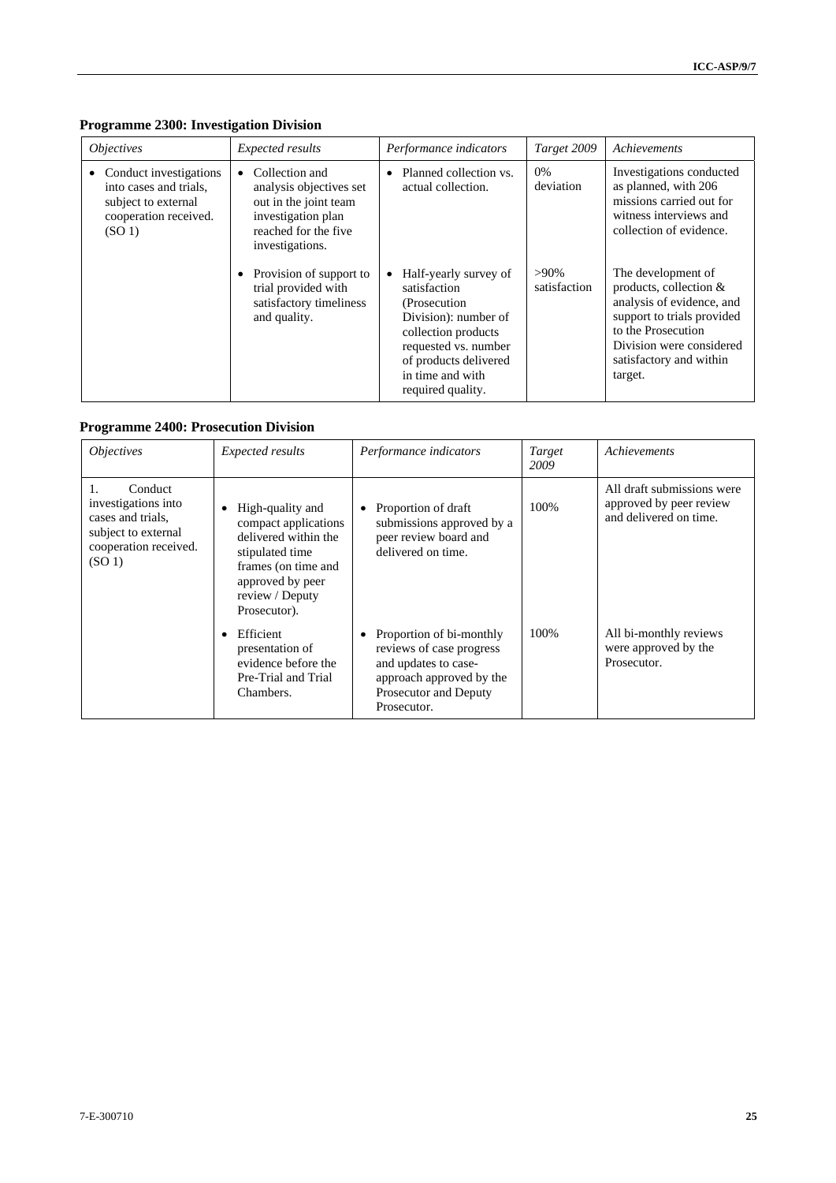### Programme 2300: Investigation Division

| *Objectives* | *Expected results* | *Performance indicators* | *Target 2009* | *Achievements* |
|---|---|---|---|---|
| • Conduct investigations into cases and trials, subject to external cooperation received. (SO 1) | • Collection and analysis objectives set out in the joint team investigation plan reached for the five investigations. | • Planned collection vs. actual collection. | 0% deviation | Investigations conducted as planned, with 206 missions carried out for witness interviews and collection of evidence. |
| | • Provision of support to trial provided with satisfactory timeliness and quality. | • Half-yearly survey of satisfaction (Prosecution Division): number of collection products requested vs. number of products delivered in time and with required quality. | >90% satisfaction | The development of products, collection & analysis of evidence, and support to trials provided to the Prosecution Division were considered satisfactory and within target. |

### Programme 2400: Prosecution Division

| *Objectives* | *Expected results* | *Performance indicators* | *Target 2009* | *Achievements* |
|---|---|---|---|---|
| 1. Conduct investigations into cases and trials, subject to external cooperation received. (SO 1) | • High-quality and compact applications delivered within the stipulated time frames (on time and approved by peer review / Deputy Prosecutor). | • Proportion of draft submissions approved by a peer review board and delivered on time. | 100% | All draft submissions were approved by peer review and delivered on time. |
| | • Efficient presentation of evidence before the Pre-Trial and Trial Chambers. | • Proportion of bi-monthly reviews of case progress and updates to case-approach approved by the Prosecutor and Deputy Prosecutor. | 100% | All bi-monthly reviews were approved by the Prosecutor. |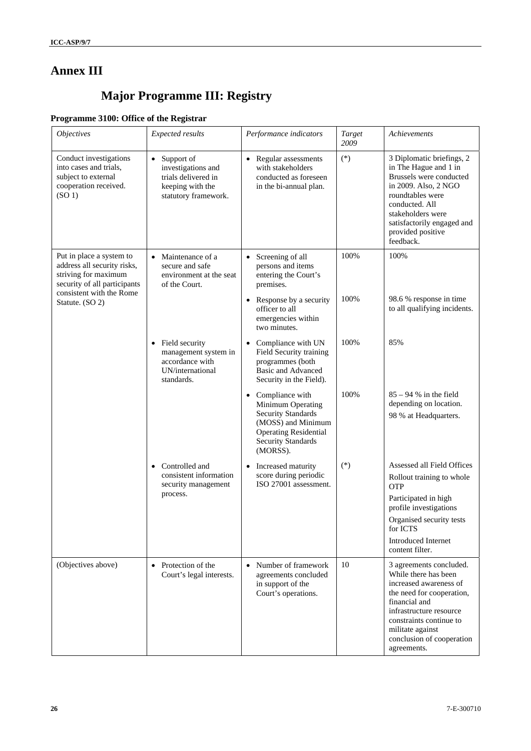# Annex III

## Major Programme III: Registry

### Programme 3100: Office of the Registrar

| *Objectives* | *Expected results* | *Performance indicators* | *Target 2009* | *Achievements* |
|---|---|---|---|---|
| Conduct investigations into cases and trials, subject to external cooperation received. (SO 1) | • Support of investigations and trials delivered in keeping with the statutory framework. | • Regular assessments with stakeholders conducted as foreseen in the bi-annual plan. | (*) | 3 Diplomatic briefings, 2 in The Hague and 1 in Brussels were conducted in 2009. Also, 2 NGO roundtables were conducted. All stakeholders were satisfactorily engaged and provided positive feedback. |
| Put in place a system to address all security risks, striving for maximum security of all participants consistent with the Rome Statute. (SO 2) | • Maintenance of a secure and safe environment at the seat of the Court. | • Screening of all persons and items entering the Court's premises. | 100% | 100% |
| | | • Response by a security officer to all emergencies within two minutes. | 100% | 98.6 % response in time to all qualifying incidents. |
| | • Field security management system in accordance with UN/international standards. | • Compliance with UN Field Security training programmes (both Basic and Advanced Security in the Field). | 100% | 85% |
| | | • Compliance with Minimum Operating Security Standards (MOSS) and Minimum Operating Residential Security Standards (MORSS). | 100% | 85 – 94 % in the field depending on location.<br>98 % at Headquarters. |
| | • Controlled and consistent information security management process. | • Increased maturity score during periodic ISO 27001 assessment. | (*) | Assessed all Field Offices<br>Rollout training to whole OTP<br>Participated in high profile investigations<br>Organised security tests for ICTS<br>Introduced Internet content filter. |
| (Objectives above) | • Protection of the Court's legal interests. | • Number of framework agreements concluded in support of the Court's operations. | 10 | 3 agreements concluded. While there has been increased awareness of the need for cooperation, financial and infrastructure resource constraints continue to militate against conclusion of cooperation agreements. |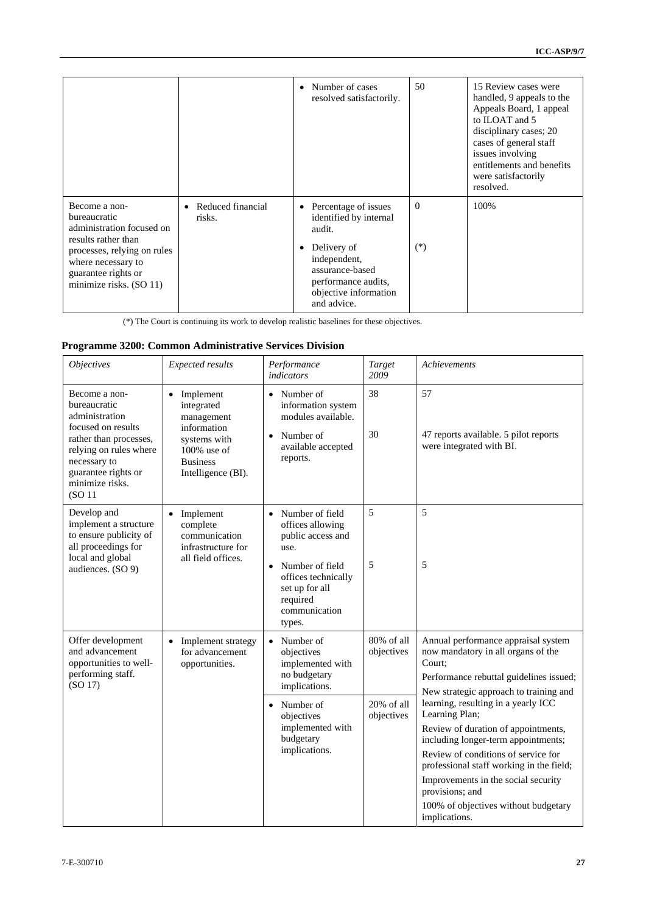| | | | | |
|---|---|---|---|---|
| | | • Number of cases resolved satisfactorily. | 50 | 15 Review cases were handled, 9 appeals to the Appeals Board, 1 appeal to ILOAT and 5 disciplinary cases; 20 cases of general staff issues involving entitlements and benefits were satisfactorily resolved. |
| Become a non-bureaucratic administration focused on results rather than processes, relying on rules where necessary to guarantee rights or minimize risks. (SO 11) | • Reduced financial risks. | • Percentage of issues identified by internal audit.<br>• Delivery of independent, assurance-based performance audits, objective information and advice. | 0<br><br>(*) | 100% |

(*) The Court is continuing its work to develop realistic baselines for these objectives.

**Programme 3200: Common Administrative Services Division**

| *Objectives* | *Expected results* | *Performance indicators* | *Target 2009* | *Achievements* |
|---|---|---|---|---|
| Become a non-bureaucratic administration focused on results rather than processes, relying on rules where necessary to guarantee rights or minimize risks. (SO 11 | • Implement integrated management information systems with 100% use of Business Intelligence (BI). | • Number of information system modules available.<br>• Number of available accepted reports. | 38<br><br>30 | 57<br><br>47 reports available. 5 pilot reports were integrated with BI. |
| Develop and implement a structure to ensure publicity of all proceedings for local and global audiences. (SO 9) | • Implement complete communication infrastructure for all field offices. | • Number of field offices allowing public access and use.<br>• Number of field offices technically set up for all required communication types. | 5<br><br>5 | 5<br><br>5 |
| Offer development and advancement opportunities to well-performing staff. (SO 17) | • Implement strategy for advancement opportunities. | • Number of objectives implemented with no budgetary implications.<br>• Number of objectives implemented with budgetary implications. | 80% of all objectives<br><br>20% of all objectives | Annual performance appraisal system now mandatory in all organs of the Court;<br>Performance rebuttal guidelines issued;<br>New strategic approach to training and learning, resulting in a yearly ICC Learning Plan;<br>Review of duration of appointments, including longer-term appointments;<br>Review of conditions of service for professional staff working in the field;<br>Improvements in the social security provisions; and<br>100% of objectives without budgetary implications. |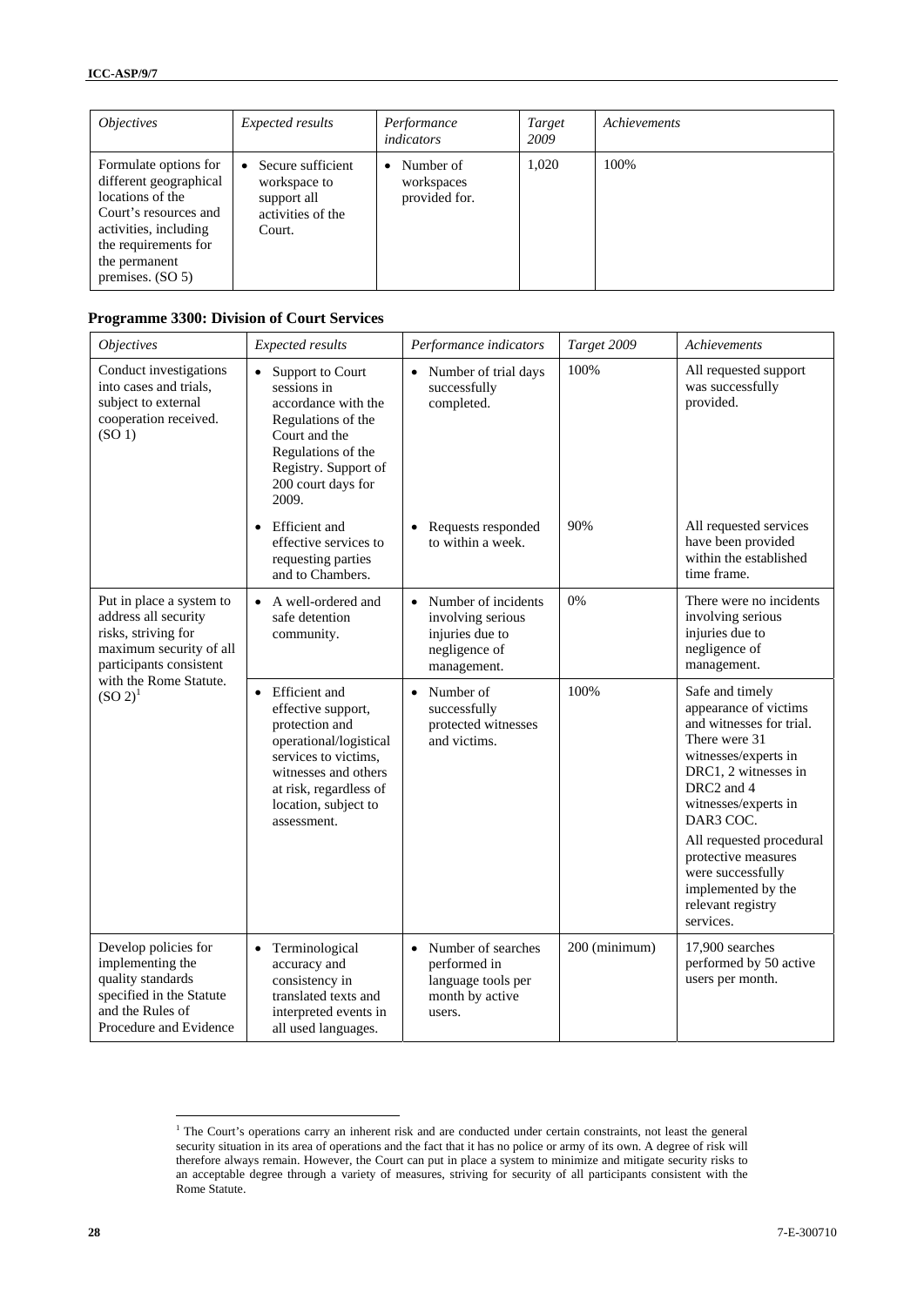| *Objectives* | *Expected results* | *Performance indicators* | *Target 2009* | *Achievements* |
|---|---|---|---|---|
| Formulate options for different geographical locations of the Court's resources and activities, including the requirements for the permanent premises. (SO 5) | • Secure sufficient workspace to support all activities of the Court. | • Number of workspaces provided for. | 1,020 | 100% |

### Programme 3300: Division of Court Services

| *Objectives* | *Expected results* | *Performance indicators* | *Target 2009* | *Achievements* |
|---|---|---|---|---|
| Conduct investigations into cases and trials, subject to external cooperation received. (SO 1) | • Support to Court sessions in accordance with the Regulations of the Court and the Regulations of the Registry. Support of 200 court days for 2009. | • Number of trial days successfully completed. | 100% | All requested support was successfully provided. |
| | • Efficient and effective services to requesting parties and to Chambers. | • Requests responded to within a week. | 90% | All requested services have been provided within the established time frame. |
| Put in place a system to address all security risks, striving for maximum security of all participants consistent with the Rome Statute. (SO 2)[1] | • A well-ordered and safe detention community. | • Number of incidents involving serious injuries due to negligence of management. | 0% | There were no incidents involving serious injuries due to negligence of management. |
| | • Efficient and effective support, protection and operational/logistical services to victims, witnesses and others at risk, regardless of location, subject to assessment. | • Number of successfully protected witnesses and victims. | 100% | Safe and timely appearance of victims and witnesses for trial. There were 31 witnesses/experts in DRC1, 2 witnesses in DRC2 and 4 witnesses/experts in DAR3 COC. All requested procedural protective measures were successfully implemented by the relevant registry services. |
| Develop policies for implementing the quality standards specified in the Statute and the Rules of Procedure and Evidence | • Terminological accuracy and consistency in translated texts and interpreted events in all used languages. | • Number of searches performed in language tools per month by active users. | 200 (minimum) | 17,900 searches performed by 50 active users per month. |

[1] The Court's operations carry an inherent risk and are conducted under certain constraints, not least the general security situation in its area of operations and the fact that it has no police or army of its own. A degree of risk will therefore always remain. However, the Court can put in place a system to minimize and mitigate security risks to an acceptable degree through a variety of measures, striving for security of all participants consistent with the Rome Statute.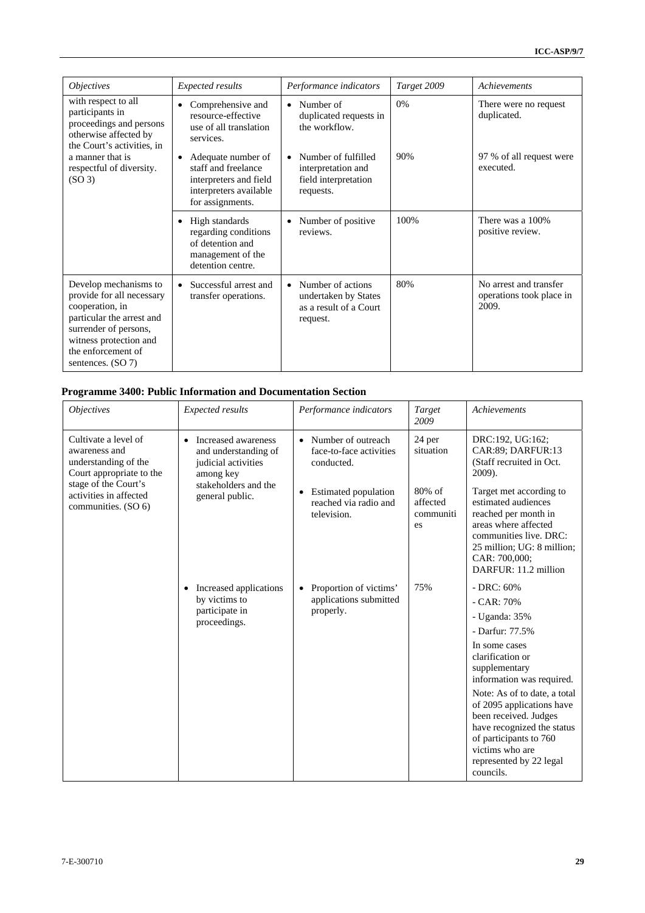| *Objectives* | *Expected results* | *Performance indicators* | *Target 2009* | *Achievements* |
|---|---|---|---|---|
| with respect to all participants in proceedings and persons otherwise affected by the Court's activities, in a manner that is respectful of diversity. (SO 3) | • Comprehensive and resource-effective use of all translation services. | • Number of duplicated requests in the workflow. | 0% | There were no request duplicated. |
| | • Adequate number of staff and freelance interpreters and field interpreters available for assignments. | • Number of fulfilled interpretation and field interpretation requests. | 90% | 97 % of all request were executed. |
| | • High standards regarding conditions of detention and management of the detention centre. | • Number of positive reviews. | 100% | There was a 100% positive review. |
| Develop mechanisms to provide for all necessary cooperation, in particular the arrest and surrender of persons, witness protection and the enforcement of sentences. (SO 7) | • Successful arrest and transfer operations. | • Number of actions undertaken by States as a result of a Court request. | 80% | No arrest and transfer operations took place in 2009. |

## Programme 3400: Public Information and Documentation Section

| *Objectives* | *Expected results* | *Performance indicators* | *Target 2009* | *Achievements* |
|---|---|---|---|---|
| Cultivate a level of awareness and understanding of the Court appropriate to the stage of the Court's activities in affected communities. (SO 6) | • Increased awareness and understanding of judicial activities among key stakeholders and the general public. | • Number of outreach face-to-face activities conducted. | 24 per situation | DRC:192, UG:162; CAR:89; DARFUR:13 (Staff recruited in Oct. 2009). |
| | | • Estimated population reached via radio and television. | 80% of affected communities | Target met according to estimated audiences reached per month in areas where affected communities live. DRC: 25 million; UG: 8 million; CAR: 700,000; DARFUR: 11.2 million |
| | • Increased applications by victims to participate in proceedings. | • Proportion of victims' applications submitted properly. | 75% | - DRC: 60%<br>- CAR: 70%<br>- Uganda: 35%<br>- Darfur: 77.5%<br>In some cases clarification or supplementary information was required.<br>Note: As of to date, a total of 2095 applications have been received. Judges have recognized the status of participants to 760 victims who are represented by 22 legal councils. |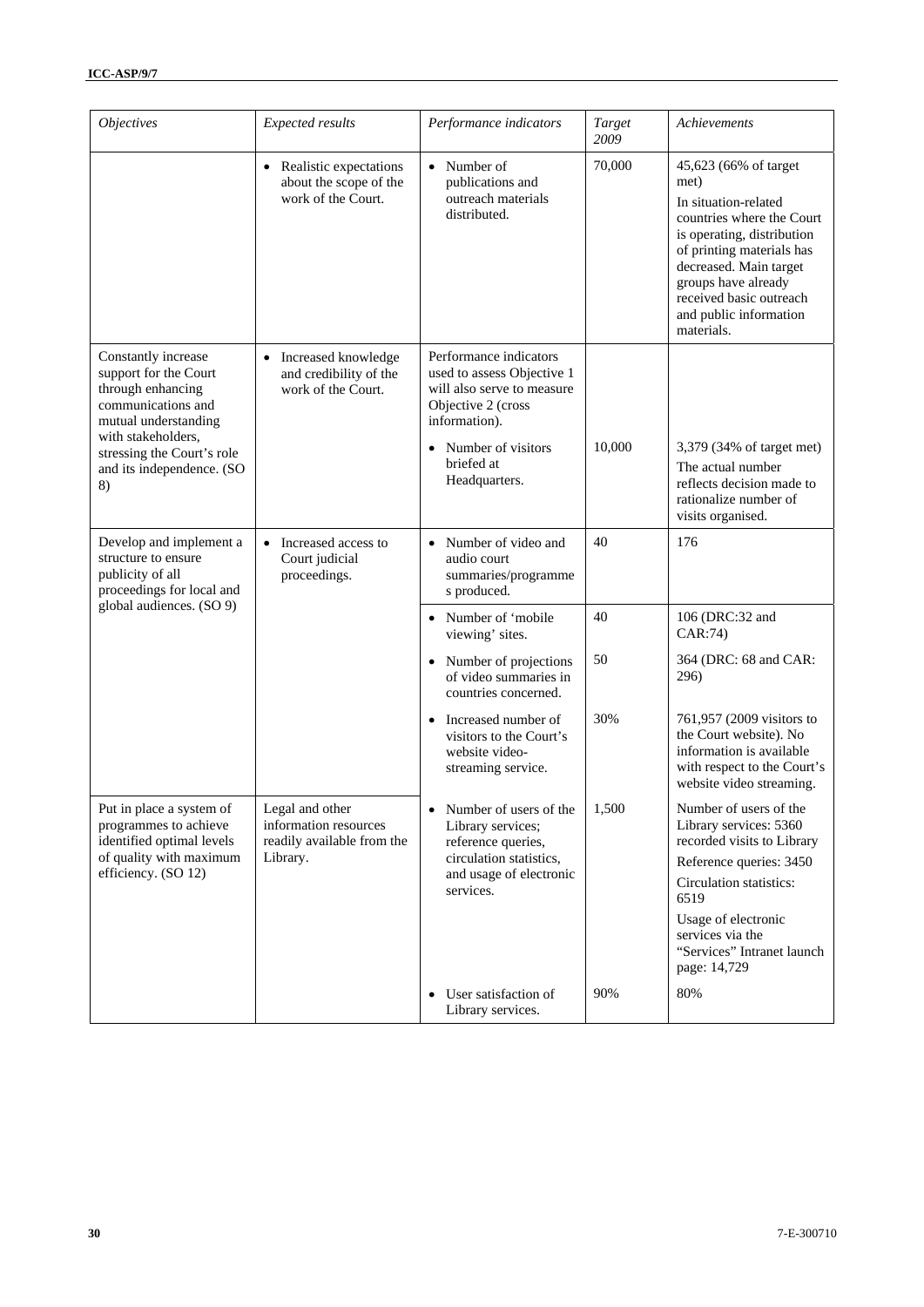| *Objectives* | *Expected results* | *Performance indicators* | *Target 2009* | *Achievements* |
|---|---|---|---|---|
| | • Realistic expectations about the scope of the work of the Court. | • Number of publications and outreach materials distributed. | 70,000 | 45,623 (66% of target met)<br>In situation-related countries where the Court is operating, distribution of printing materials has decreased. Main target groups have already received basic outreach and public information materials. |
| Constantly increase support for the Court through enhancing communications and mutual understanding with stakeholders, stressing the Court's role and its independence. (SO 8) | • Increased knowledge and credibility of the work of the Court. | Performance indicators used to assess Objective 1 will also serve to measure Objective 2 (cross information). | | |
| | | • Number of visitors briefed at Headquarters. | 10,000 | 3,379 (34% of target met)<br>The actual number reflects decision made to rationalize number of visits organised. |
| Develop and implement a structure to ensure publicity of all proceedings for local and global audiences. (SO 9) | • Increased access to Court judicial proceedings. | • Number of video and audio court summaries/programmes produced. | 40 | 176 |
| | | • Number of 'mobile viewing' sites. | 40 | 106 (DRC:32 and CAR:74) |
| | | • Number of projections of video summaries in countries concerned. | 50 | 364 (DRC: 68 and CAR: 296) |
| | | • Increased number of visitors to the Court's website video-streaming service. | 30% | 761,957 (2009 visitors to the Court website). No information is available with respect to the Court's website video streaming. |
| Put in place a system of programmes to achieve identified optimal levels of quality with maximum efficiency. (SO 12) | Legal and other information resources readily available from the Library. | • Number of users of the Library services; reference queries, circulation statistics, and usage of electronic services. | 1,500 | Number of users of the Library services: 5360 recorded visits to Library<br>Reference queries: 3450<br>Circulation statistics: 6519<br>Usage of electronic services via the "Services" Intranet launch page: 14,729 |
| | | • User satisfaction of Library services. | 90% | 80% |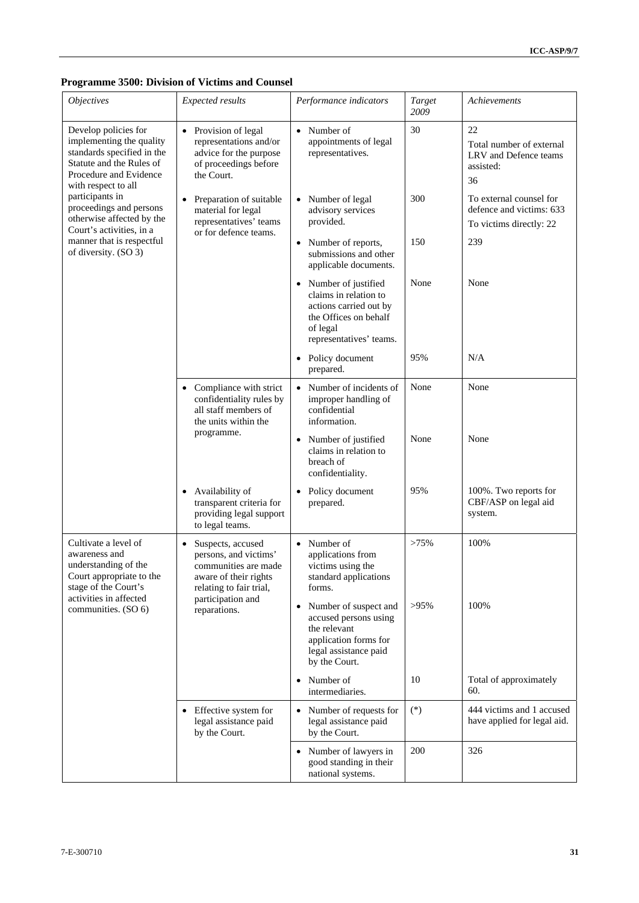**Programme 3500: Division of Victims and Counsel**

| *Objectives* | *Expected results* | *Performance indicators* | *Target 2009* | *Achievements* |
|---|---|---|---|---|
| Develop policies for implementing the quality standards specified in the Statute and the Rules of Procedure and Evidence with respect to all participants in proceedings and persons otherwise affected by the Court's activities, in a manner that is respectful of diversity. (SO 3) | • Provision of legal representations and/or advice for the purpose of proceedings before the Court. | • Number of appointments of legal representatives. | 30 | 22<br>Total number of external LRV and Defence teams assisted:<br>36 |
| | • Preparation of suitable material for legal representatives' teams or for defence teams. | • Number of legal advisory services provided. | 300 | To external counsel for defence and victims: 633<br>To victims directly: 22 |
| | | • Number of reports, submissions and other applicable documents. | 150 | 239 |
| | | • Number of justified claims in relation to actions carried out by the Offices on behalf of legal representatives' teams. | None | None |
| | | • Policy document prepared. | 95% | N/A |
| | • Compliance with strict confidentiality rules by all staff members of the units within the programme. | • Number of incidents of improper handling of confidential information. | None | None |
| | | • Number of justified claims in relation to breach of confidentiality. | None | None |
| | • Availability of transparent criteria for providing legal support to legal teams. | • Policy document prepared. | 95% | 100%. Two reports for CBF/ASP on legal aid system. |
| Cultivate a level of awareness and understanding of the Court appropriate to the stage of the Court's activities in affected communities. (SO 6) | • Suspects, accused persons, and victims' communities are made aware of their rights relating to fair trial, participation and reparations. | • Number of applications from victims using the standard applications forms. | >75% | 100% |
| | | • Number of suspect and accused persons using the relevant application forms for legal assistance paid by the Court. | >95% | 100% |
| | | • Number of intermediaries. | 10 | Total of approximately 60. |
| | • Effective system for legal assistance paid by the Court. | • Number of requests for legal assistance paid by the Court. | (*) | 444 victims and 1 accused have applied for legal aid. |
| | | • Number of lawyers in good standing in their national systems. | 200 | 326 |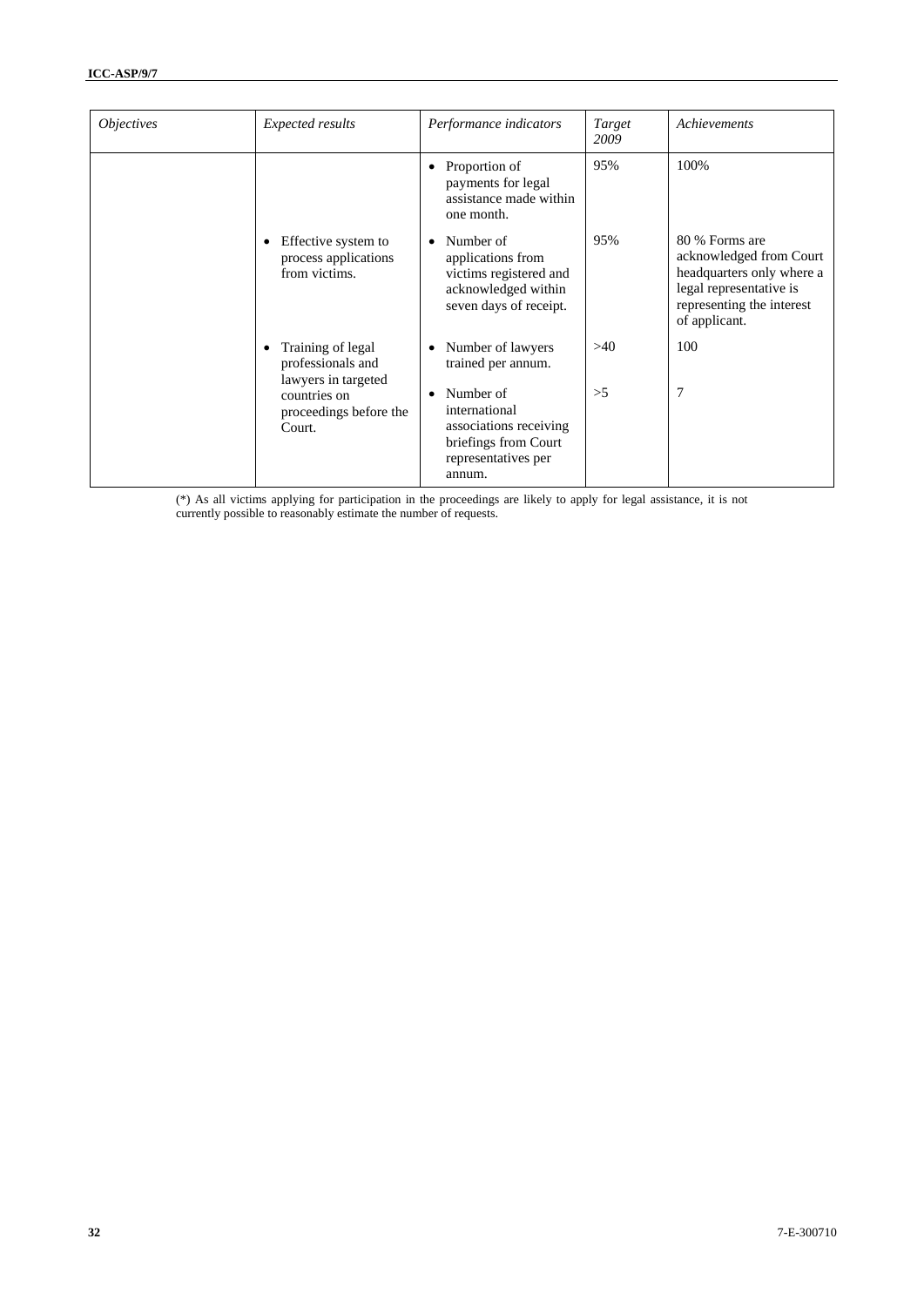| *Objectives* | *Expected results* | *Performance indicators* | *Target 2009* | *Achievements* |
|---|---|---|---|---|
| | | • Proportion of payments for legal assistance made within one month. | 95% | 100% |
| | • Effective system to process applications from victims. | • Number of applications from victims registered and acknowledged within seven days of receipt. | 95% | 80 % Forms are acknowledged from Court headquarters only where a legal representative is representing the interest of applicant. |
| | • Training of legal professionals and lawyers in targeted countries on proceedings before the Court. | • Number of lawyers trained per annum. | >40 | 100 |
| | | • Number of international associations receiving briefings from Court representatives per annum. | >5 | 7 |

(*) As all victims applying for participation in the proceedings are likely to apply for legal assistance, it is not currently possible to reasonably estimate the number of requests.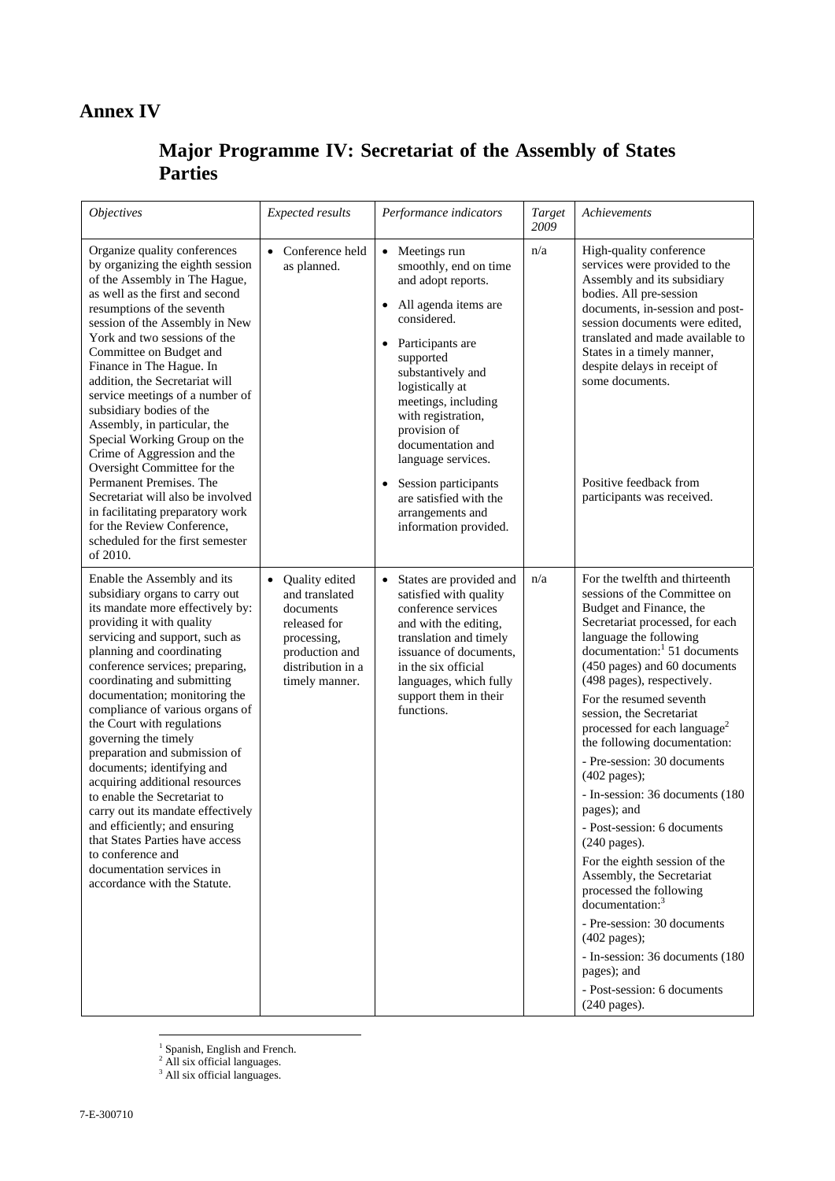# Annex IV

## Major Programme IV: Secretariat of the Assembly of States Parties

| *Objectives* | *Expected results* | *Performance indicators* | *Target 2009* | *Achievements* |
|---|---|---|---|---|
| Organize quality conferences by organizing the eighth session of the Assembly in The Hague, as well as the first and second resumptions of the seventh session of the Assembly in New York and two sessions of the Committee on Budget and Finance in The Hague. In addition, the Secretariat will service meetings of a number of subsidiary bodies of the Assembly, in particular, the Special Working Group on the Crime of Aggression and the Oversight Committee for the Permanent Premises. The Secretariat will also be involved in facilitating preparatory work for the Review Conference, scheduled for the first semester of 2010. | • Conference held as planned. | • Meetings run smoothly, end on time and adopt reports.<br>• All agenda items are considered.<br>• Participants are supported substantively and logistically at meetings, including with registration, provision of documentation and language services.<br>• Session participants are satisfied with the arrangements and information provided. | n/a | High-quality conference services were provided to the Assembly and its subsidiary bodies. All pre-session documents, in-session and post-session documents were edited, translated and made available to States in a timely manner, despite delays in receipt of some documents.<br><br>Positive feedback from participants was received. |
| Enable the Assembly and its subsidiary organs to carry out its mandate more effectively by: providing it with quality servicing and support, such as planning and coordinating conference services; preparing, coordinating and submitting documentation; monitoring the compliance of various organs of the Court with regulations governing the timely preparation and submission of documents; identifying and acquiring additional resources to enable the Secretariat to carry out its mandate effectively and efficiently; and ensuring that States Parties have access to conference and documentation services in accordance with the Statute. | • Quality edited and translated documents released for processing, production and distribution in a timely manner. | • States are provided and satisfied with quality conference services and with the editing, translation and timely issuance of documents, in the six official languages, which fully support them in their functions. | n/a | For the twelfth and thirteenth sessions of the Committee on Budget and Finance, the Secretariat processed, for each language the following documentation:[1] 51 documents (450 pages) and 60 documents (498 pages), respectively.<br><br>For the resumed seventh session, the Secretariat processed for each language[2] the following documentation:<br><br>- Pre-session: 30 documents (402 pages);<br><br>- In-session: 36 documents (180 pages); and<br><br>- Post-session: 6 documents (240 pages).<br><br>For the eighth session of the Assembly, the Secretariat processed the following documentation:[3]<br><br>- Pre-session: 30 documents (402 pages);<br><br>- In-session: 36 documents (180 pages); and<br><br>- Post-session: 6 documents (240 pages). |

[1] Spanish, English and French.
[2] All six official languages.
[3] All six official languages.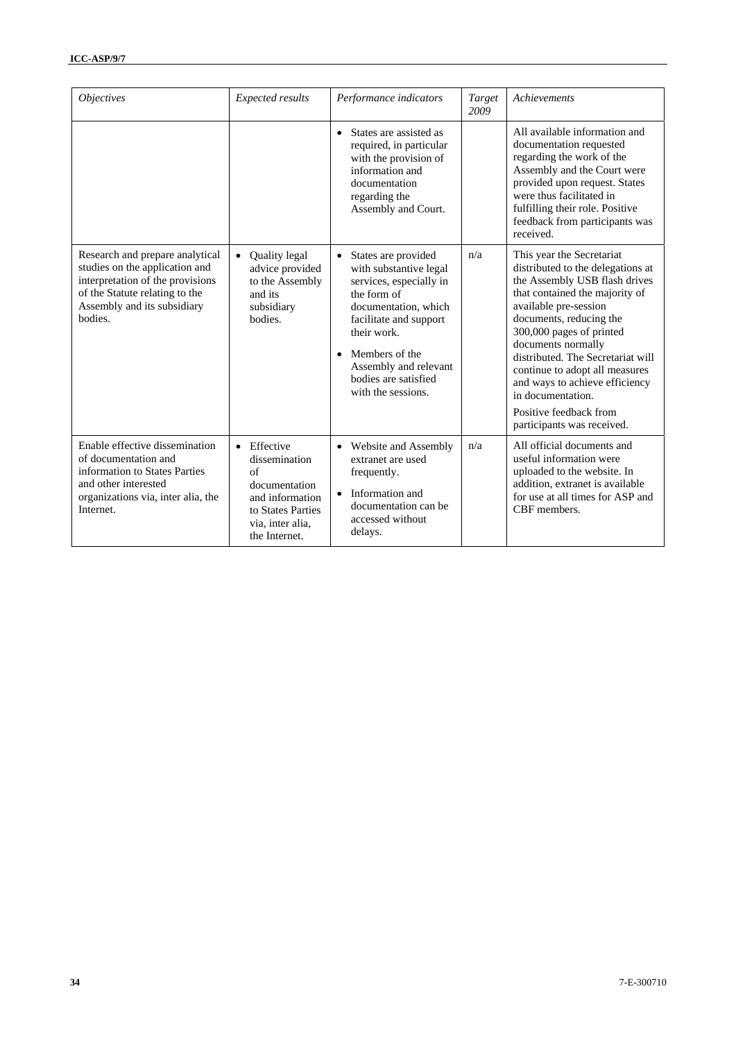| *Objectives* | *Expected results* | *Performance indicators* | *Target 2009* | *Achievements* |
|---|---|---|---|---|
| | | • States are assisted as required, in particular with the provision of information and documentation regarding the Assembly and Court. | | All available information and documentation requested regarding the work of the Assembly and the Court were provided upon request. States were thus facilitated in fulfilling their role. Positive feedback from participants was received. |
| Research and prepare analytical studies on the application and interpretation of the provisions of the Statute relating to the Assembly and its subsidiary bodies. | • Quality legal advice provided to the Assembly and its subsidiary bodies. | • States are provided with substantive legal services, especially in the form of documentation, which facilitate and support their work.<br>• Members of the Assembly and relevant bodies are satisfied with the sessions. | n/a | This year the Secretariat distributed to the delegations at the Assembly USB flash drives that contained the majority of available pre-session documents, reducing the 300,000 pages of printed documents normally distributed. The Secretariat will continue to adopt all measures and ways to achieve efficiency in documentation.<br>Positive feedback from participants was received. |
| Enable effective dissemination of documentation and information to States Parties and other interested organizations via, inter alia, the Internet. | • Effective dissemination of documentation and information to States Parties via, inter alia, the Internet. | • Website and Assembly extranet are used frequently.<br>• Information and documentation can be accessed without delays. | n/a | All official documents and useful information were uploaded to the website. In addition, extranet is available for use at all times for ASP and CBF members. |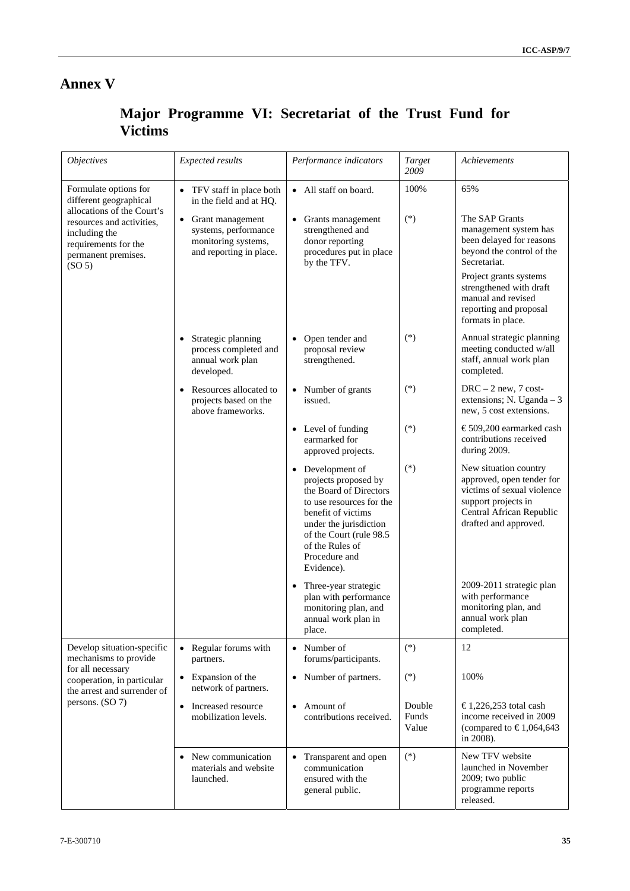# Annex V

## Major Programme VI: Secretariat of the Trust Fund for Victims

| *Objectives* | *Expected results* | *Performance indicators* | *Target 2009* | *Achievements* |
|---|---|---|---|---|
| Formulate options for different geographical allocations of the Court's resources and activities, including the requirements for the permanent premises. (SO 5) | • TFV staff in place both in the field and at HQ. | • All staff on board. | 100% | 65% |
| | • Grant management systems, performance monitoring systems, and reporting in place. | • Grants management strengthened and donor reporting procedures put in place by the TFV. | (*) | The SAP Grants management system has been delayed for reasons beyond the control of the Secretariat.<br>Project grants systems strengthened with draft manual and revised reporting and proposal formats in place. |
| | • Strategic planning process completed and annual work plan developed. | • Open tender and proposal review strengthened. | (*) | Annual strategic planning meeting conducted w/all staff, annual work plan completed. |
| | • Resources allocated to projects based on the above frameworks. | • Number of grants issued. | (*) | DRC – 2 new, 7 cost-extensions; N. Uganda – 3 new, 5 cost extensions. |
| | | • Level of funding earmarked for approved projects. | (*) | €509,200 earmarked cash contributions received during 2009. |
| | | • Development of projects proposed by the Board of Directors to use resources for the benefit of victims under the jurisdiction of the Court (rule 98.5 of the Rules of Procedure and Evidence). | (*) | New situation country approved, open tender for victims of sexual violence support projects in Central African Republic drafted and approved. |
| | | • Three-year strategic plan with performance monitoring plan, and annual work plan in place. | | 2009-2011 strategic plan with performance monitoring plan, and annual work plan completed. |
| Develop situation-specific mechanisms to provide for all necessary cooperation, in particular the arrest and surrender of persons. (SO 7) | • Regular forums with partners. | • Number of forums/participants. | (*) | 12 |
| | • Expansion of the network of partners. | • Number of partners. | (*) | 100% |
| | • Increased resource mobilization levels. | • Amount of contributions received. | Double Funds Value | €1,226,253 total cash income received in 2009 (compared to €1,064,643 in 2008). |
| | • New communication materials and website launched. | • Transparent and open communication ensured with the general public. | (*) | New TFV website launched in November 2009; two public programme reports released. |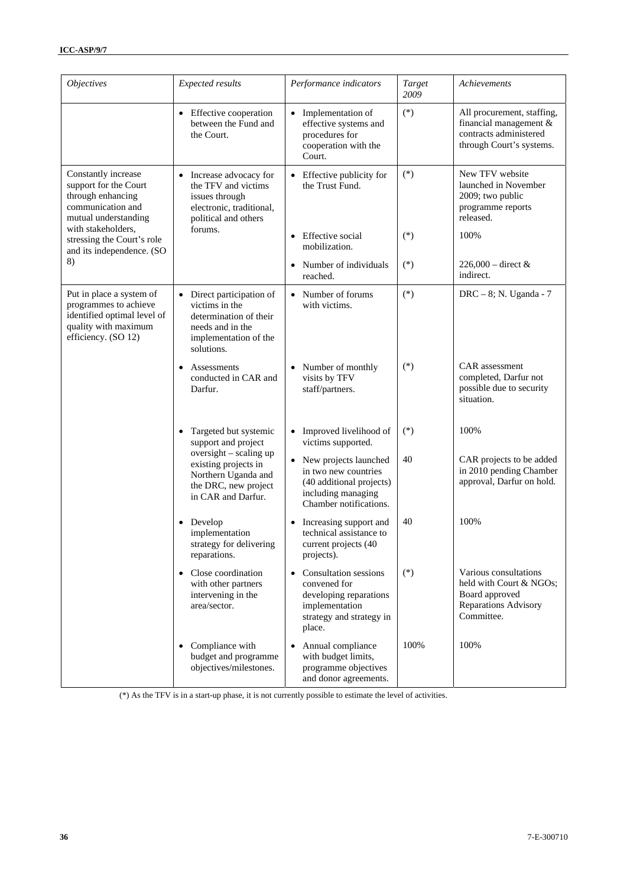| *Objectives* | *Expected results* | *Performance indicators* | *Target 2009* | *Achievements* |
|---|---|---|---|---|
| | • Effective cooperation between the Fund and the Court. | • Implementation of effective systems and procedures for cooperation with the Court. | (*) | All procurement, staffing, financial management & contracts administered through Court's systems. |
| Constantly increase support for the Court through enhancing communication and mutual understanding with stakeholders, stressing the Court's role and its independence. (SO 8) | • Increase advocacy for the TFV and victims issues through electronic, traditional, political and others forums. | • Effective publicity for the Trust Fund. | (*) | New TFV website launched in November 2009; two public programme reports released. |
| | | • Effective social mobilization. | (*) | 100% |
| | | • Number of individuals reached. | (*) | 226,000 – direct & indirect. |
| Put in place a system of programmes to achieve identified optimal level of quality with maximum efficiency. (SO 12) | • Direct participation of victims in the determination of their needs and in the implementation of the solutions. | • Number of forums with victims. | (*) | DRC – 8; N. Uganda - 7 |
| | • Assessments conducted in CAR and Darfur. | • Number of monthly visits by TFV staff/partners. | (*) | CAR assessment completed, Darfur not possible due to security situation. |
| | • Targeted but systemic support and project oversight – scaling up existing projects in Northern Uganda and the DRC, new project in CAR and Darfur. | • Improved livelihood of victims supported. | (*) | 100% |
| | | • New projects launched in two new countries (40 additional projects) including managing Chamber notifications. | 40 | CAR projects to be added in 2010 pending Chamber approval, Darfur on hold. |
| | • Develop implementation strategy for delivering reparations. | • Increasing support and technical assistance to current projects (40 projects). | 40 | 100% |
| | • Close coordination with other partners intervening in the area/sector. | • Consultation sessions convened for developing reparations implementation strategy and strategy in place. | (*) | Various consultations held with Court & NGOs; Board approved Reparations Advisory Committee. |
| | • Compliance with budget and programme objectives/milestones. | • Annual compliance with budget limits, programme objectives and donor agreements. | 100% | 100% |

(*) As the TFV is in a start-up phase, it is not currently possible to estimate the level of activities.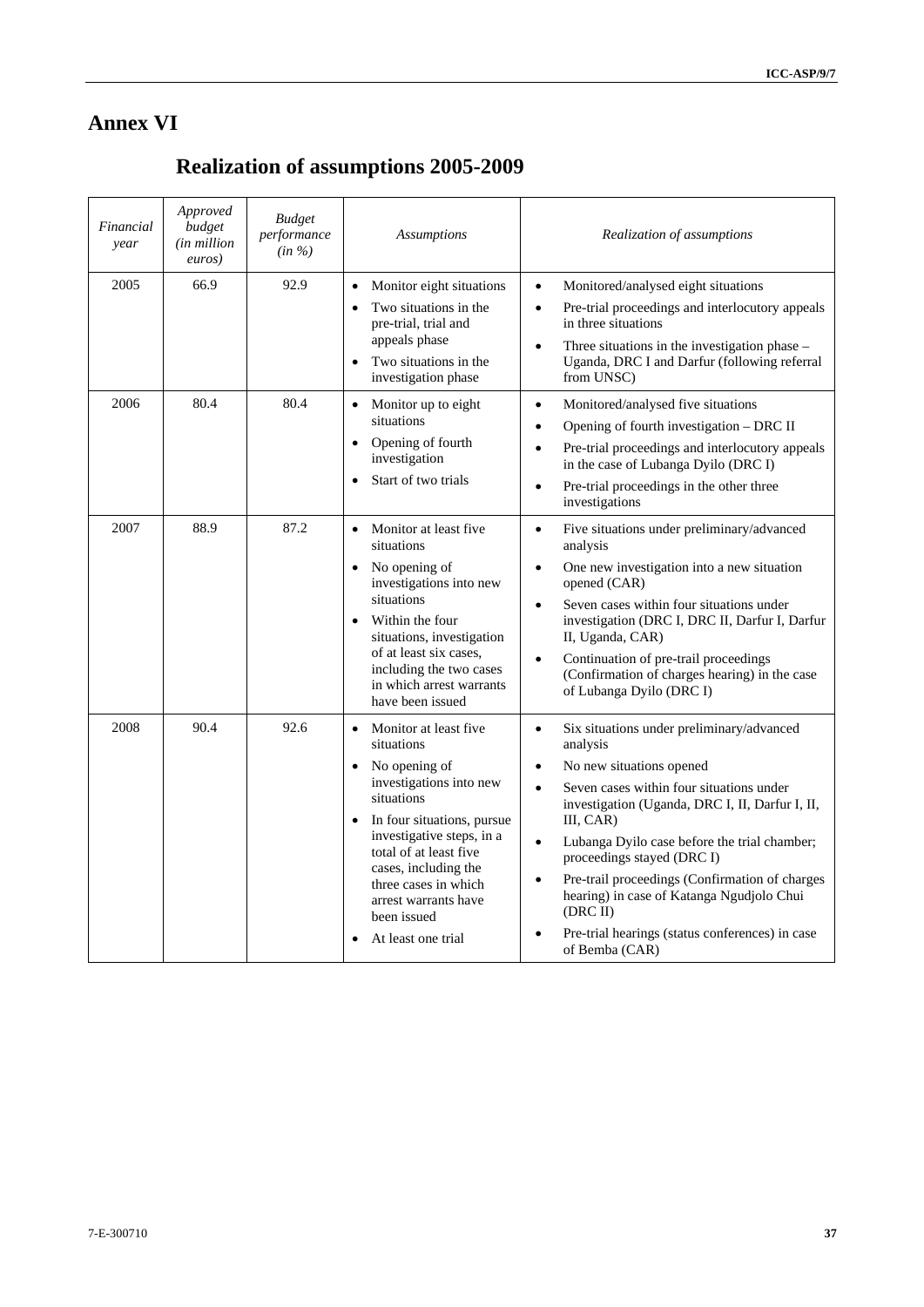# Annex VI

## Realization of assumptions 2005-2009

| *Financial year* | *Approved budget (in million euros)* | *Budget performance (in %)* | *Assumptions* | *Realization of assumptions* |
|---|---|---|---|---|
| 2005 | 66.9 | 92.9 | • Monitor eight situations<br>• Two situations in the pre-trial, trial and appeals phase<br>• Two situations in the investigation phase | • Monitored/analysed eight situations<br>• Pre-trial proceedings and interlocutory appeals in three situations<br>• Three situations in the investigation phase – Uganda, DRC I and Darfur (following referral from UNSC) |
| 2006 | 80.4 | 80.4 | • Monitor up to eight situations<br>• Opening of fourth investigation<br>• Start of two trials | • Monitored/analysed five situations<br>• Opening of fourth investigation – DRC II<br>• Pre-trial proceedings and interlocutory appeals in the case of Lubanga Dyilo (DRC I)<br>• Pre-trial proceedings in the other three investigations |
| 2007 | 88.9 | 87.2 | • Monitor at least five situations<br>• No opening of investigations into new situations<br>• Within the four situations, investigation of at least six cases, including the two cases in which arrest warrants have been issued | • Five situations under preliminary/advanced analysis<br>• One new investigation into a new situation opened (CAR)<br>• Seven cases within four situations under investigation (DRC I, DRC II, Darfur I, Darfur II, Uganda, CAR)<br>• Continuation of pre-trail proceedings (Confirmation of charges hearing) in the case of Lubanga Dyilo (DRC I) |
| 2008 | 90.4 | 92.6 | • Monitor at least five situations<br>• No opening of investigations into new situations<br>• In four situations, pursue investigative steps, in a total of at least five cases, including the three cases in which arrest warrants have been issued<br>• At least one trial | • Six situations under preliminary/advanced analysis<br>• No new situations opened<br>• Seven cases within four situations under investigation (Uganda, DRC I, II, Darfur I, II, III, CAR)<br>• Lubanga Dyilo case before the trial chamber; proceedings stayed (DRC I)<br>• Pre-trail proceedings (Confirmation of charges hearing) in case of Katanga Ngudjolo Chui (DRC II)<br>• Pre-trial hearings (status conferences) in case of Bemba (CAR) |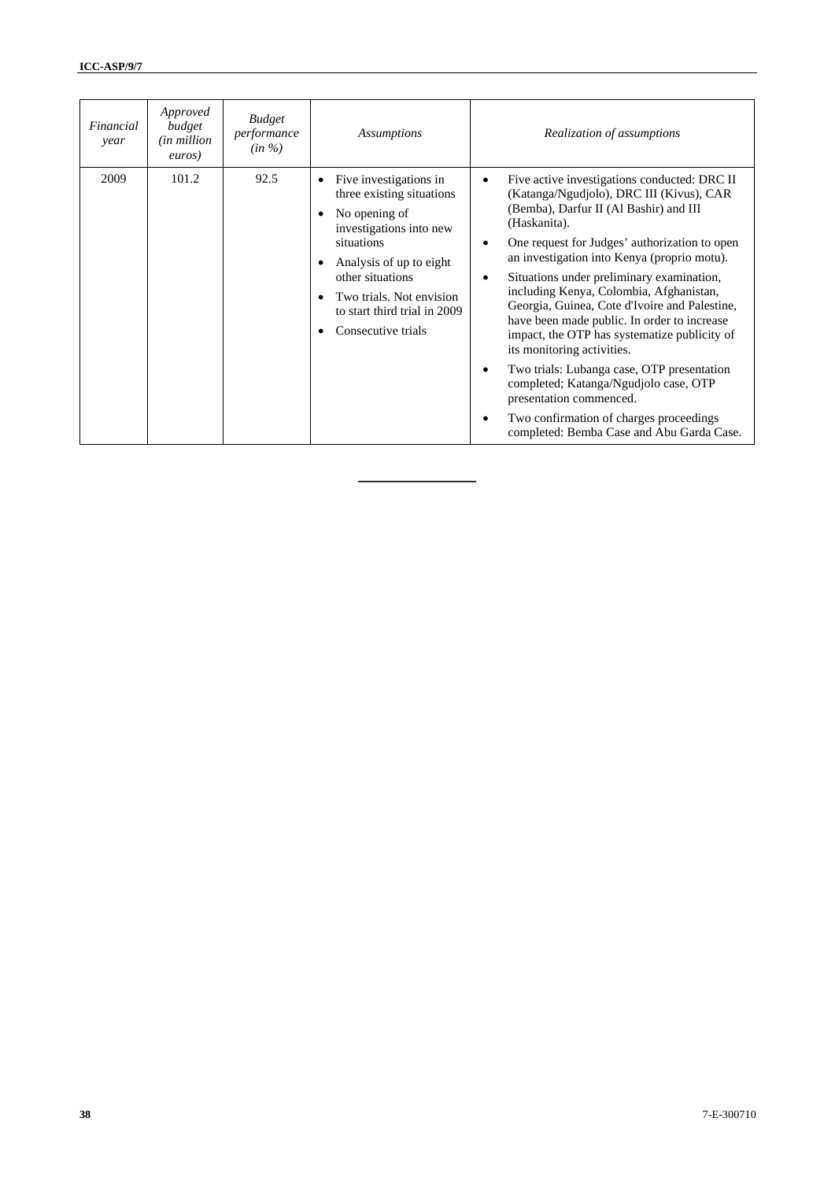| *Financial year* | *Approved budget (in million euros)* | *Budget performance (in %)* | *Assumptions* | *Realization of assumptions* |
|---|---|---|---|---|
| 2009 | 101.2 | 92.5 | • Five investigations in three existing situations<br>• No opening of investigations into new situations<br>• Analysis of up to eight other situations<br>• Two trials. Not envision to start third trial in 2009<br>• Consecutive trials | • Five active investigations conducted: DRC II (Katanga/Ngudjolo), DRC III (Kivus), CAR (Bemba), Darfur II (Al Bashir) and III (Haskanita).<br>• One request for Judges' authorization to open an investigation into Kenya (proprio motu).<br>• Situations under preliminary examination, including Kenya, Colombia, Afghanistan, Georgia, Guinea, Cote d'Ivoire and Palestine, have been made public. In order to increase impact, the OTP has systematize publicity of its monitoring activities.<br>• Two trials: Lubanga case, OTP presentation completed; Katanga/Ngudjolo case, OTP presentation commenced.<br>• Two confirmation of charges proceedings completed: Bemba Case and Abu Garda Case. |